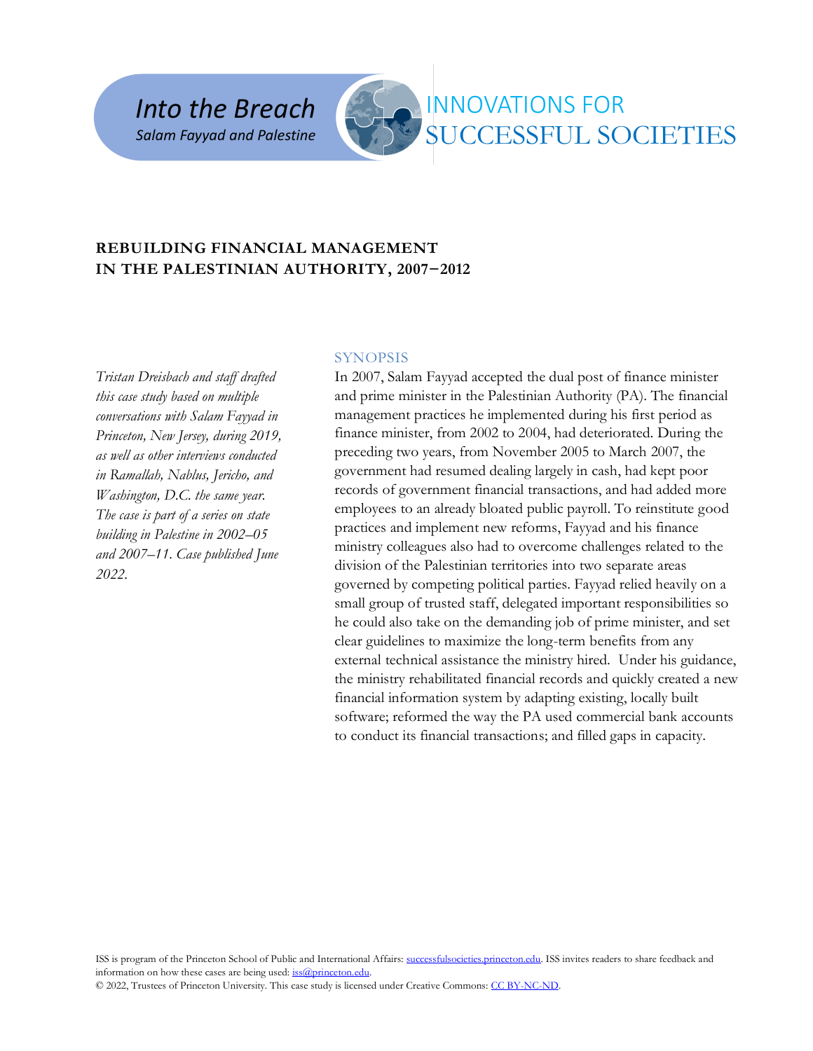*Into the Breach*
*Salam Fayyad and Palestine*

INNOVATIONS FOR SUCCESSFUL SOCIETIES

# REBUILDING FINANCIAL MANAGEMENT IN THE PALESTINIAN AUTHORITY, 2007–2012

*Tristan Dreisbach and staff drafted this case study based on multiple conversations with Salam Fayyad in Princeton, New Jersey, during 2019, as well as other interviews conducted in Ramallah, Nablus, Jericho, and Washington, D.C. the same year. The case is part of a series on state building in Palestine in 2002–05 and 2007–11. Case published June 2022.*

## SYNOPSIS

In 2007, Salam Fayyad accepted the dual post of finance minister and prime minister in the Palestinian Authority (PA). The financial management practices he implemented during his first period as finance minister, from 2002 to 2004, had deteriorated. During the preceding two years, from November 2005 to March 2007, the government had resumed dealing largely in cash, had kept poor records of government financial transactions, and had added more employees to an already bloated public payroll. To reinstitute good practices and implement new reforms, Fayyad and his finance ministry colleagues also had to overcome challenges related to the division of the Palestinian territories into two separate areas governed by competing political parties. Fayyad relied heavily on a small group of trusted staff, delegated important responsibilities so he could also take on the demanding job of prime minister, and set clear guidelines to maximize the long-term benefits from any external technical assistance the ministry hired. Under his guidance, the ministry rehabilitated financial records and quickly created a new financial information system by adapting existing, locally built software; reformed the way the PA used commercial bank accounts to conduct its financial transactions; and filled gaps in capacity.

ISS is program of the Princeton School of Public and International Affairs: successfulsocieties.princeton.edu. ISS invites readers to share feedback and information on how these cases are being used: iss@princeton.edu.
© 2022, Trustees of Princeton University. This case study is licensed under Creative Commons: CC BY-NC-ND.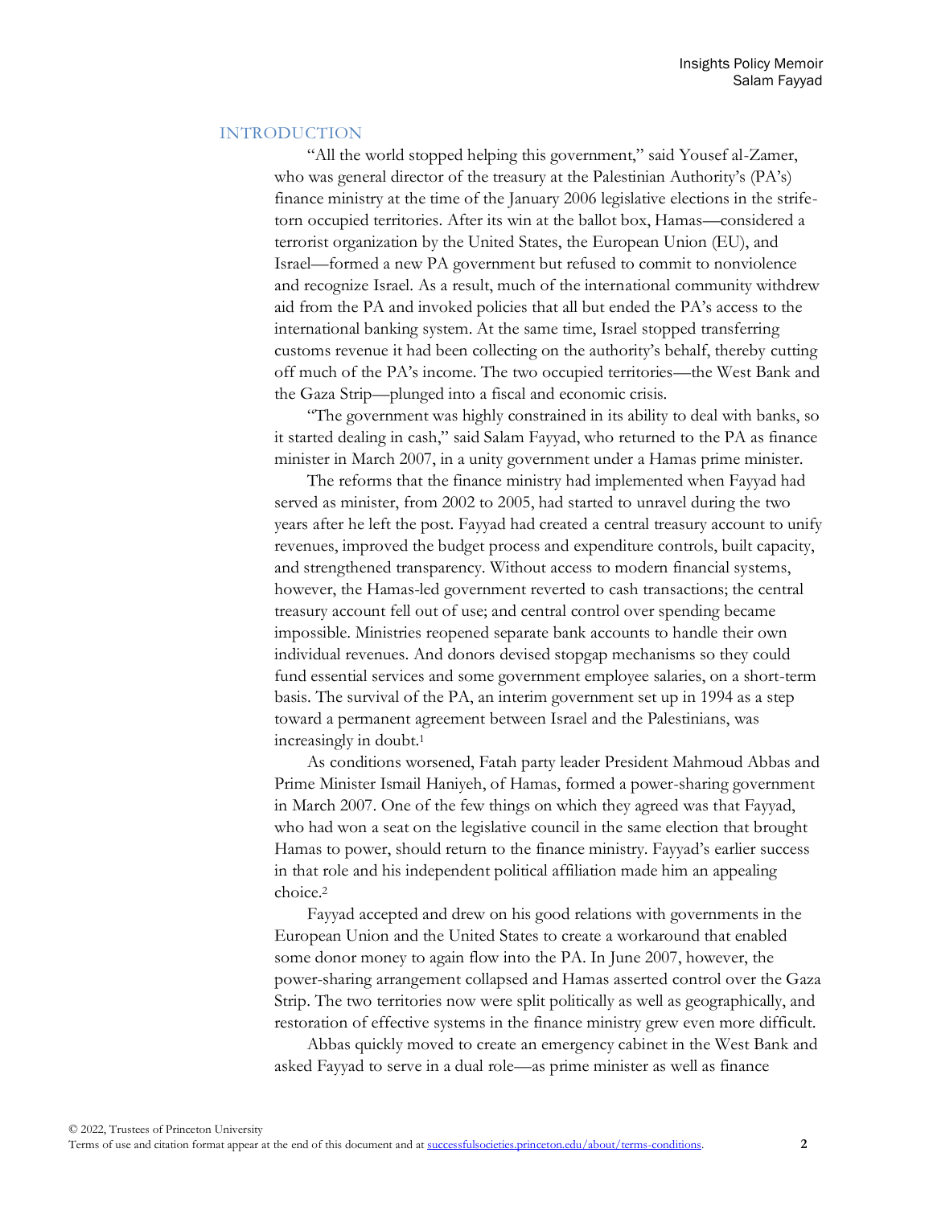## INTRODUCTION

"All the world stopped helping this government," said Yousef al-Zamer, who was general director of the treasury at the Palestinian Authority's (PA's) finance ministry at the time of the January 2006 legislative elections in the strife-torn occupied territories. After its win at the ballot box, Hamas—considered a terrorist organization by the United States, the European Union (EU), and Israel—formed a new PA government but refused to commit to nonviolence and recognize Israel. As a result, much of the international community withdrew aid from the PA and invoked policies that all but ended the PA's access to the international banking system. At the same time, Israel stopped transferring customs revenue it had been collecting on the authority's behalf, thereby cutting off much of the PA's income. The two occupied territories—the West Bank and the Gaza Strip—plunged into a fiscal and economic crisis.

"The government was highly constrained in its ability to deal with banks, so it started dealing in cash," said Salam Fayyad, who returned to the PA as finance minister in March 2007, in a unity government under a Hamas prime minister.

The reforms that the finance ministry had implemented when Fayyad had served as minister, from 2002 to 2005, had started to unravel during the two years after he left the post. Fayyad had created a central treasury account to unify revenues, improved the budget process and expenditure controls, built capacity, and strengthened transparency. Without access to modern financial systems, however, the Hamas-led government reverted to cash transactions; the central treasury account fell out of use; and central control over spending became impossible. Ministries reopened separate bank accounts to handle their own individual revenues. And donors devised stopgap mechanisms so they could fund essential services and some government employee salaries, on a short-term basis. The survival of the PA, an interim government set up in 1994 as a step toward a permanent agreement between Israel and the Palestinians, was increasingly in doubt.[1]

As conditions worsened, Fatah party leader President Mahmoud Abbas and Prime Minister Ismail Haniyeh, of Hamas, formed a power-sharing government in March 2007. One of the few things on which they agreed was that Fayyad, who had won a seat on the legislative council in the same election that brought Hamas to power, should return to the finance ministry. Fayyad's earlier success in that role and his independent political affiliation made him an appealing choice.[2]

Fayyad accepted and drew on his good relations with governments in the European Union and the United States to create a workaround that enabled some donor money to again flow into the PA. In June 2007, however, the power-sharing arrangement collapsed and Hamas asserted control over the Gaza Strip. The two territories now were split politically as well as geographically, and restoration of effective systems in the finance ministry grew even more difficult.

Abbas quickly moved to create an emergency cabinet in the West Bank and asked Fayyad to serve in a dual role—as prime minister as well as finance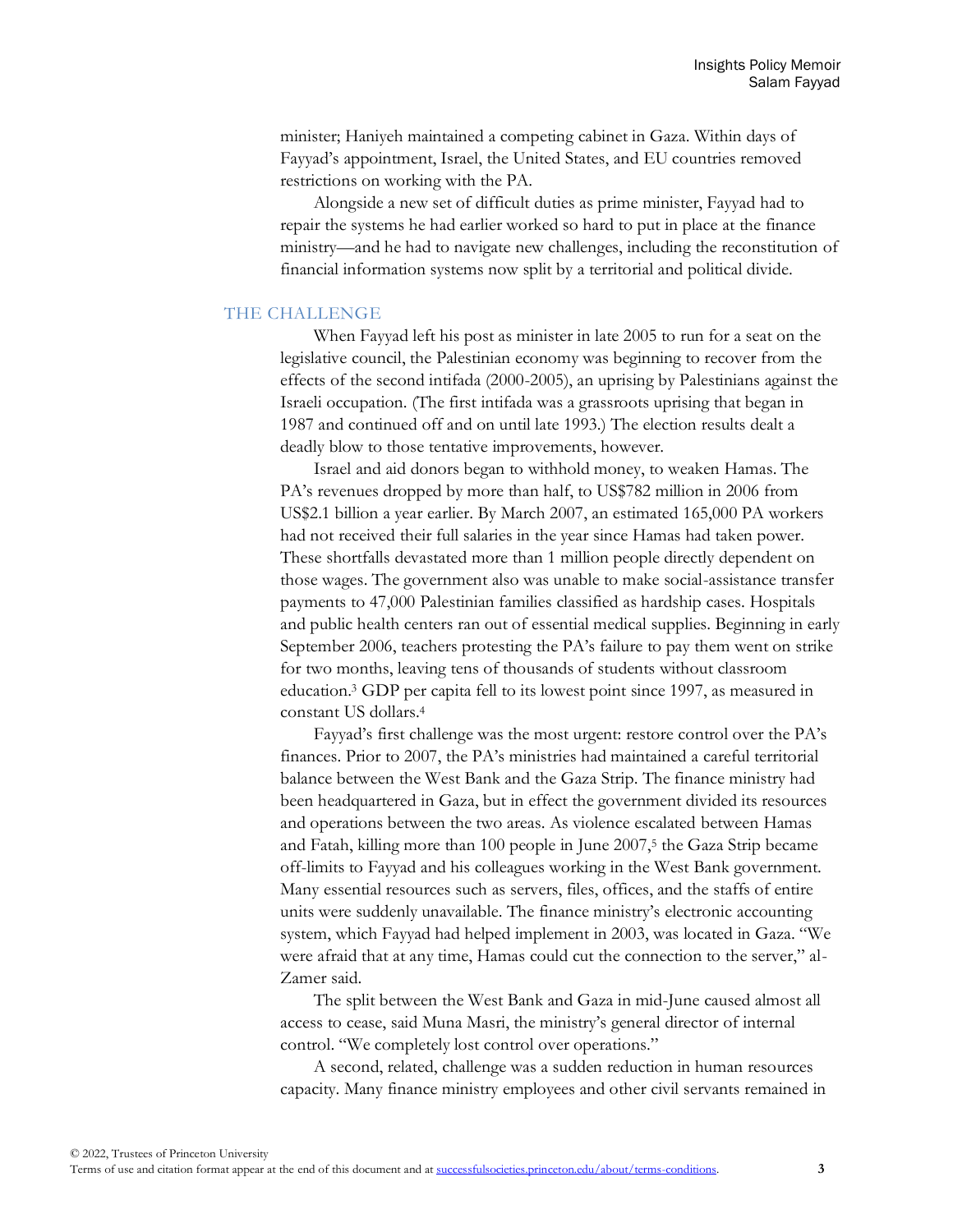minister; Haniyeh maintained a competing cabinet in Gaza. Within days of Fayyad's appointment, Israel, the United States, and EU countries removed restrictions on working with the PA.

Alongside a new set of difficult duties as prime minister, Fayyad had to repair the systems he had earlier worked so hard to put in place at the finance ministry—and he had to navigate new challenges, including the reconstitution of financial information systems now split by a territorial and political divide.

## THE CHALLENGE

When Fayyad left his post as minister in late 2005 to run for a seat on the legislative council, the Palestinian economy was beginning to recover from the effects of the second intifada (2000-2005), an uprising by Palestinians against the Israeli occupation. (The first intifada was a grassroots uprising that began in 1987 and continued off and on until late 1993.) The election results dealt a deadly blow to those tentative improvements, however.

Israel and aid donors began to withhold money, to weaken Hamas. The PA's revenues dropped by more than half, to US$782 million in 2006 from US$2.1 billion a year earlier. By March 2007, an estimated 165,000 PA workers had not received their full salaries in the year since Hamas had taken power. These shortfalls devastated more than 1 million people directly dependent on those wages. The government also was unable to make social-assistance transfer payments to 47,000 Palestinian families classified as hardship cases. Hospitals and public health centers ran out of essential medical supplies. Beginning in early September 2006, teachers protesting the PA's failure to pay them went on strike for two months, leaving tens of thousands of students without classroom education.[3] GDP per capita fell to its lowest point since 1997, as measured in constant US dollars.[4]

Fayyad's first challenge was the most urgent: restore control over the PA's finances. Prior to 2007, the PA's ministries had maintained a careful territorial balance between the West Bank and the Gaza Strip. The finance ministry had been headquartered in Gaza, but in effect the government divided its resources and operations between the two areas. As violence escalated between Hamas and Fatah, killing more than 100 people in June 2007,[5] the Gaza Strip became off-limits to Fayyad and his colleagues working in the West Bank government. Many essential resources such as servers, files, offices, and the staffs of entire units were suddenly unavailable. The finance ministry's electronic accounting system, which Fayyad had helped implement in 2003, was located in Gaza. "We were afraid that at any time, Hamas could cut the connection to the server," al-Zamer said.

The split between the West Bank and Gaza in mid-June caused almost all access to cease, said Muna Masri, the ministry's general director of internal control. "We completely lost control over operations."

A second, related, challenge was a sudden reduction in human resources capacity. Many finance ministry employees and other civil servants remained in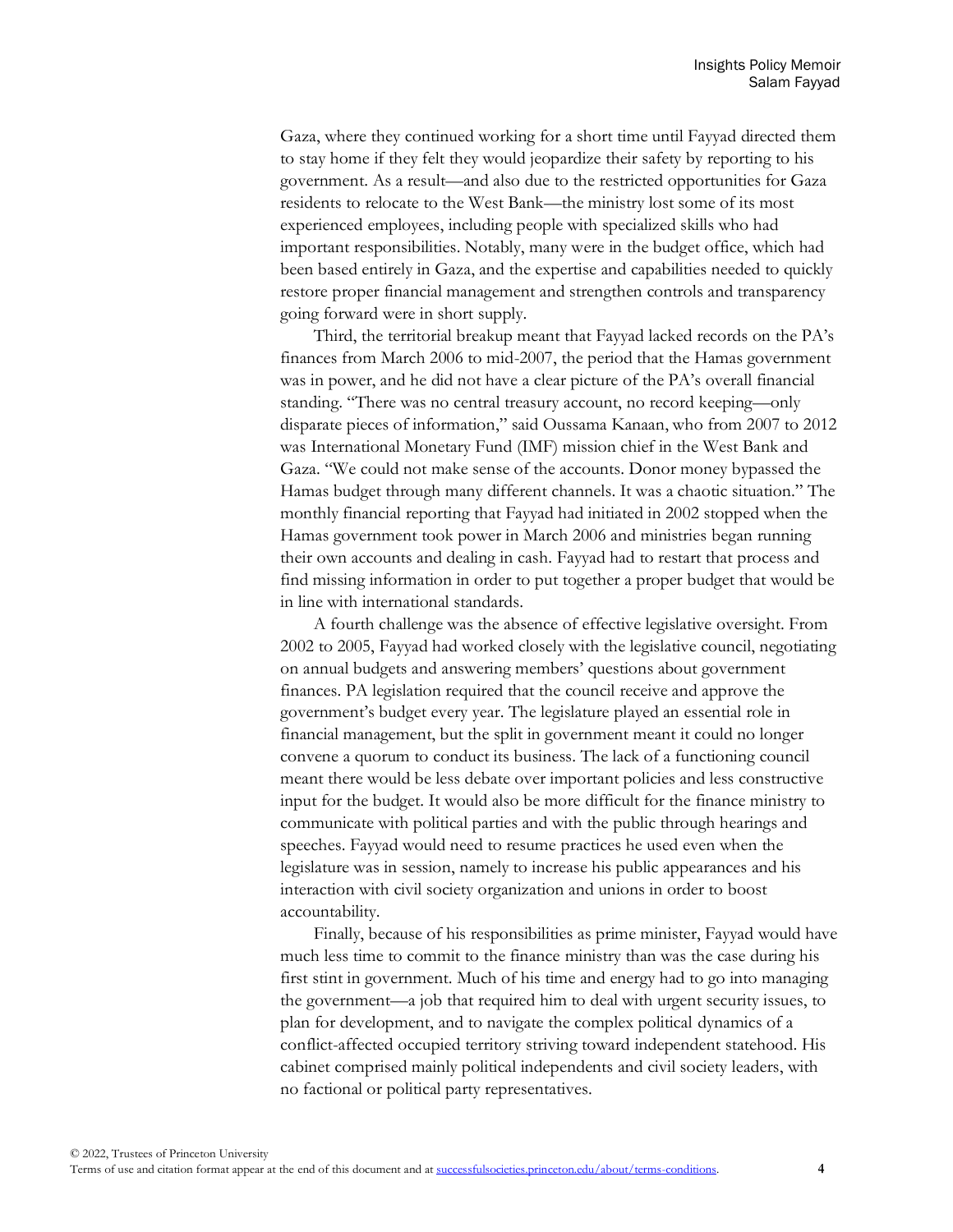Gaza, where they continued working for a short time until Fayyad directed them to stay home if they felt they would jeopardize their safety by reporting to his government. As a result—and also due to the restricted opportunities for Gaza residents to relocate to the West Bank—the ministry lost some of its most experienced employees, including people with specialized skills who had important responsibilities. Notably, many were in the budget office, which had been based entirely in Gaza, and the expertise and capabilities needed to quickly restore proper financial management and strengthen controls and transparency going forward were in short supply.

Third, the territorial breakup meant that Fayyad lacked records on the PA's finances from March 2006 to mid-2007, the period that the Hamas government was in power, and he did not have a clear picture of the PA's overall financial standing. "There was no central treasury account, no record keeping—only disparate pieces of information," said Oussama Kanaan, who from 2007 to 2012 was International Monetary Fund (IMF) mission chief in the West Bank and Gaza. "We could not make sense of the accounts. Donor money bypassed the Hamas budget through many different channels. It was a chaotic situation." The monthly financial reporting that Fayyad had initiated in 2002 stopped when the Hamas government took power in March 2006 and ministries began running their own accounts and dealing in cash. Fayyad had to restart that process and find missing information in order to put together a proper budget that would be in line with international standards.

A fourth challenge was the absence of effective legislative oversight. From 2002 to 2005, Fayyad had worked closely with the legislative council, negotiating on annual budgets and answering members' questions about government finances. PA legislation required that the council receive and approve the government's budget every year. The legislature played an essential role in financial management, but the split in government meant it could no longer convene a quorum to conduct its business. The lack of a functioning council meant there would be less debate over important policies and less constructive input for the budget. It would also be more difficult for the finance ministry to communicate with political parties and with the public through hearings and speeches. Fayyad would need to resume practices he used even when the legislature was in session, namely to increase his public appearances and his interaction with civil society organization and unions in order to boost accountability.

Finally, because of his responsibilities as prime minister, Fayyad would have much less time to commit to the finance ministry than was the case during his first stint in government. Much of his time and energy had to go into managing the government—a job that required him to deal with urgent security issues, to plan for development, and to navigate the complex political dynamics of a conflict-affected occupied territory striving toward independent statehood. His cabinet comprised mainly political independents and civil society leaders, with no factional or political party representatives.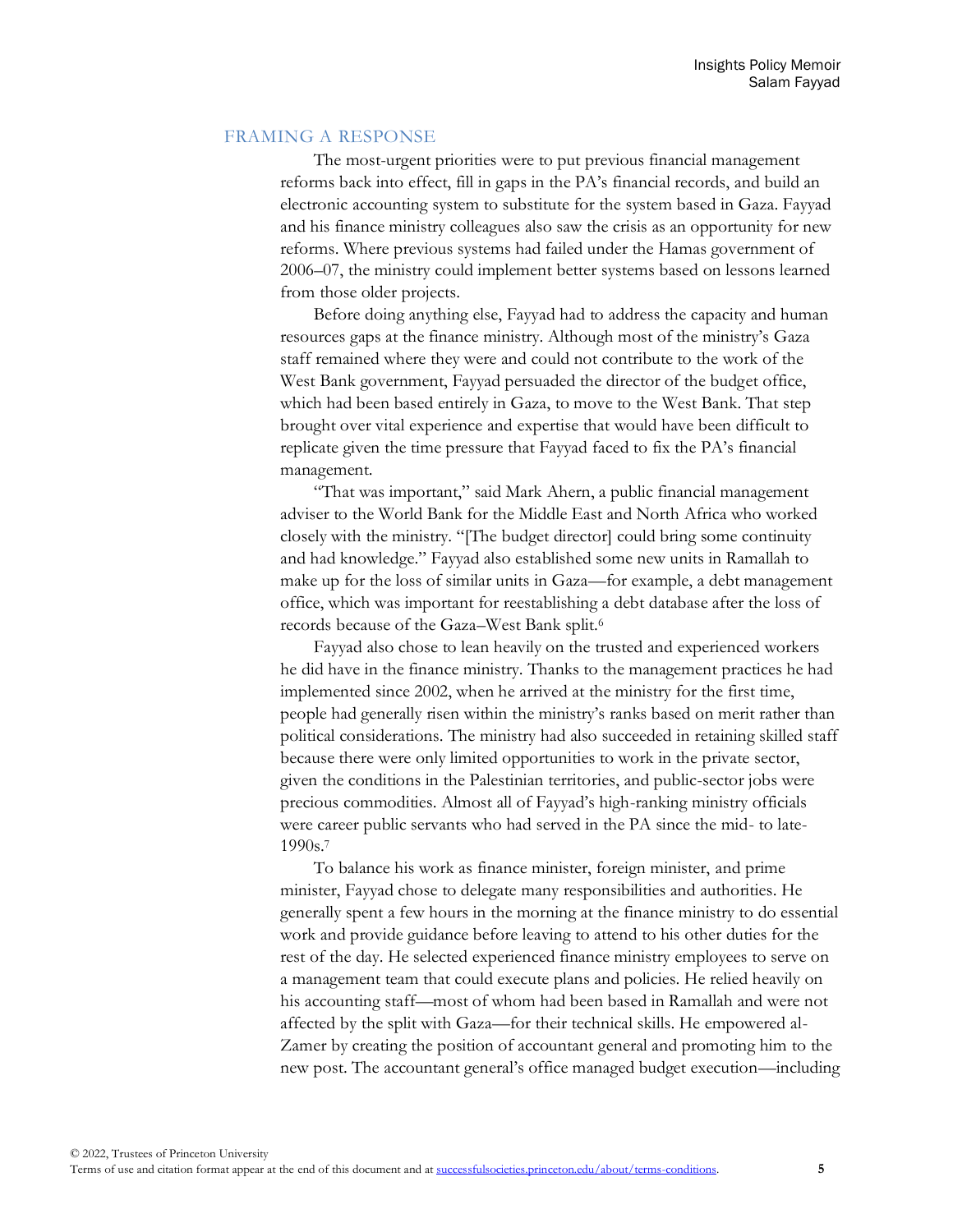## FRAMING A RESPONSE

The most-urgent priorities were to put previous financial management reforms back into effect, fill in gaps in the PA's financial records, and build an electronic accounting system to substitute for the system based in Gaza. Fayyad and his finance ministry colleagues also saw the crisis as an opportunity for new reforms. Where previous systems had failed under the Hamas government of 2006–07, the ministry could implement better systems based on lessons learned from those older projects.

Before doing anything else, Fayyad had to address the capacity and human resources gaps at the finance ministry. Although most of the ministry's Gaza staff remained where they were and could not contribute to the work of the West Bank government, Fayyad persuaded the director of the budget office, which had been based entirely in Gaza, to move to the West Bank. That step brought over vital experience and expertise that would have been difficult to replicate given the time pressure that Fayyad faced to fix the PA's financial management.

"That was important," said Mark Ahern, a public financial management adviser to the World Bank for the Middle East and North Africa who worked closely with the ministry. "[The budget director] could bring some continuity and had knowledge." Fayyad also established some new units in Ramallah to make up for the loss of similar units in Gaza—for example, a debt management office, which was important for reestablishing a debt database after the loss of records because of the Gaza–West Bank split.[6]

Fayyad also chose to lean heavily on the trusted and experienced workers he did have in the finance ministry. Thanks to the management practices he had implemented since 2002, when he arrived at the ministry for the first time, people had generally risen within the ministry's ranks based on merit rather than political considerations. The ministry had also succeeded in retaining skilled staff because there were only limited opportunities to work in the private sector, given the conditions in the Palestinian territories, and public-sector jobs were precious commodities. Almost all of Fayyad's high-ranking ministry officials were career public servants who had served in the PA since the mid- to late-1990s.[7]

To balance his work as finance minister, foreign minister, and prime minister, Fayyad chose to delegate many responsibilities and authorities. He generally spent a few hours in the morning at the finance ministry to do essential work and provide guidance before leaving to attend to his other duties for the rest of the day. He selected experienced finance ministry employees to serve on a management team that could execute plans and policies. He relied heavily on his accounting staff—most of whom had been based in Ramallah and were not affected by the split with Gaza—for their technical skills. He empowered al-Zamer by creating the position of accountant general and promoting him to the new post. The accountant general's office managed budget execution—including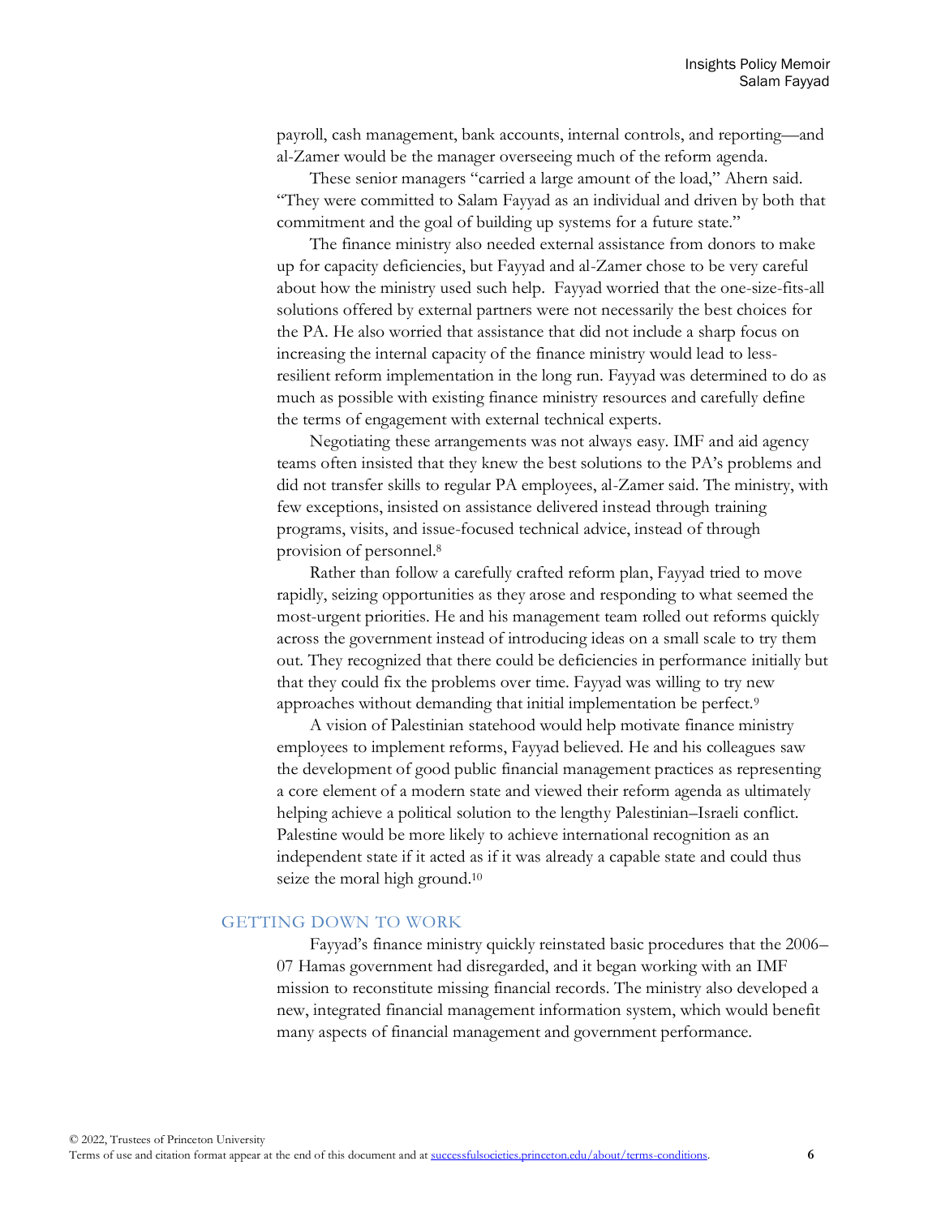payroll, cash management, bank accounts, internal controls, and reporting—and al-Zamer would be the manager overseeing much of the reform agenda.

These senior managers "carried a large amount of the load," Ahern said. "They were committed to Salam Fayyad as an individual and driven by both that commitment and the goal of building up systems for a future state."

The finance ministry also needed external assistance from donors to make up for capacity deficiencies, but Fayyad and al-Zamer chose to be very careful about how the ministry used such help. Fayyad worried that the one-size-fits-all solutions offered by external partners were not necessarily the best choices for the PA. He also worried that assistance that did not include a sharp focus on increasing the internal capacity of the finance ministry would lead to less-resilient reform implementation in the long run. Fayyad was determined to do as much as possible with existing finance ministry resources and carefully define the terms of engagement with external technical experts.

Negotiating these arrangements was not always easy. IMF and aid agency teams often insisted that they knew the best solutions to the PA's problems and did not transfer skills to regular PA employees, al-Zamer said. The ministry, with few exceptions, insisted on assistance delivered instead through training programs, visits, and issue-focused technical advice, instead of through provision of personnel.[8]

Rather than follow a carefully crafted reform plan, Fayyad tried to move rapidly, seizing opportunities as they arose and responding to what seemed the most-urgent priorities. He and his management team rolled out reforms quickly across the government instead of introducing ideas on a small scale to try them out. They recognized that there could be deficiencies in performance initially but that they could fix the problems over time. Fayyad was willing to try new approaches without demanding that initial implementation be perfect.[9]

A vision of Palestinian statehood would help motivate finance ministry employees to implement reforms, Fayyad believed. He and his colleagues saw the development of good public financial management practices as representing a core element of a modern state and viewed their reform agenda as ultimately helping achieve a political solution to the lengthy Palestinian–Israeli conflict. Palestine would be more likely to achieve international recognition as an independent state if it acted as if it was already a capable state and could thus seize the moral high ground.[10]

## GETTING DOWN TO WORK

Fayyad's finance ministry quickly reinstated basic procedures that the 2006–07 Hamas government had disregarded, and it began working with an IMF mission to reconstitute missing financial records. The ministry also developed a new, integrated financial management information system, which would benefit many aspects of financial management and government performance.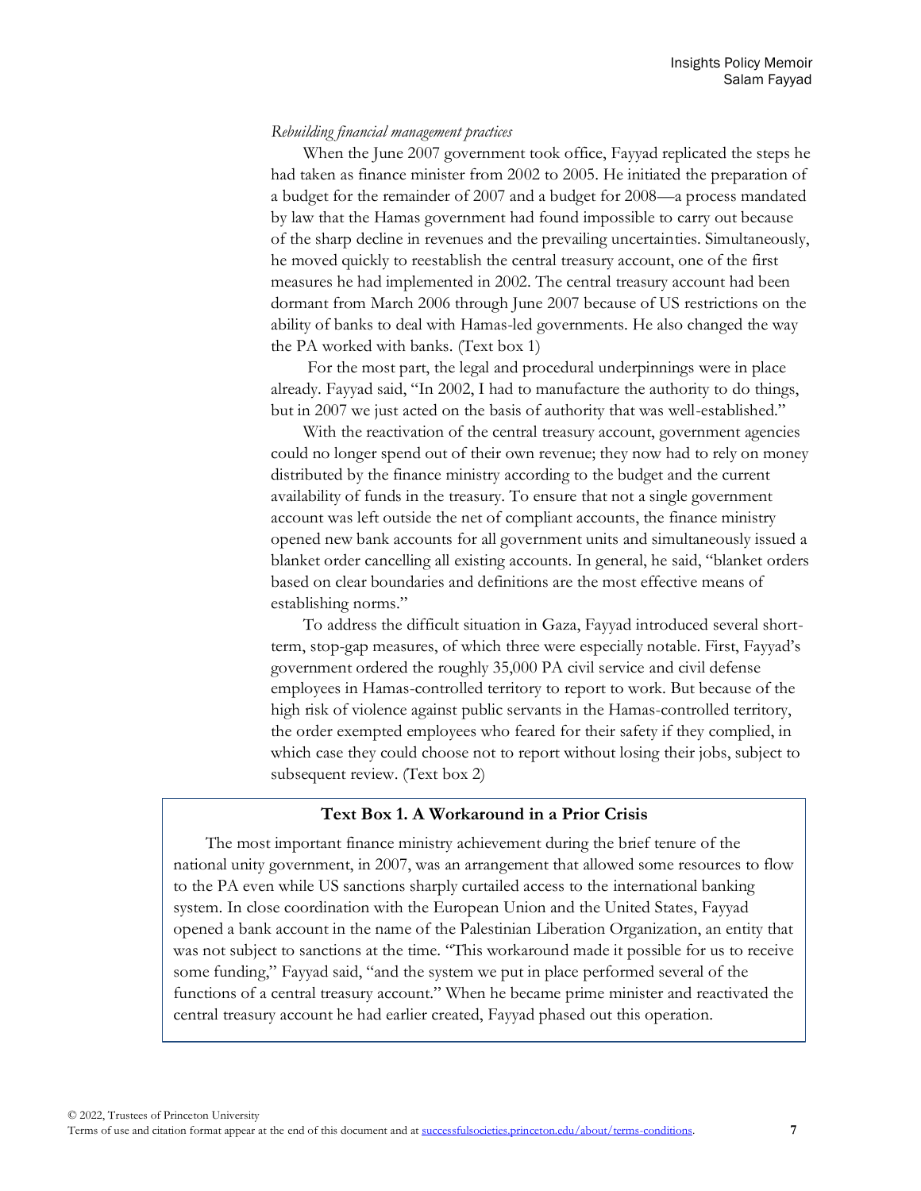*Rebuilding financial management practices*

When the June 2007 government took office, Fayyad replicated the steps he had taken as finance minister from 2002 to 2005. He initiated the preparation of a budget for the remainder of 2007 and a budget for 2008—a process mandated by law that the Hamas government had found impossible to carry out because of the sharp decline in revenues and the prevailing uncertainties. Simultaneously, he moved quickly to reestablish the central treasury account, one of the first measures he had implemented in 2002. The central treasury account had been dormant from March 2006 through June 2007 because of US restrictions on the ability of banks to deal with Hamas-led governments. He also changed the way the PA worked with banks. (Text box 1)

For the most part, the legal and procedural underpinnings were in place already. Fayyad said, "In 2002, I had to manufacture the authority to do things, but in 2007 we just acted on the basis of authority that was well-established."

With the reactivation of the central treasury account, government agencies could no longer spend out of their own revenue; they now had to rely on money distributed by the finance ministry according to the budget and the current availability of funds in the treasury. To ensure that not a single government account was left outside the net of compliant accounts, the finance ministry opened new bank accounts for all government units and simultaneously issued a blanket order cancelling all existing accounts. In general, he said, "blanket orders based on clear boundaries and definitions are the most effective means of establishing norms."

To address the difficult situation in Gaza, Fayyad introduced several short-term, stop-gap measures, of which three were especially notable. First, Fayyad's government ordered the roughly 35,000 PA civil service and civil defense employees in Hamas-controlled territory to report to work. But because of the high risk of violence against public servants in the Hamas-controlled territory, the order exempted employees who feared for their safety if they complied, in which case they could choose not to report without losing their jobs, subject to subsequent review. (Text box 2)

**Text Box 1. A Workaround in a Prior Crisis**

The most important finance ministry achievement during the brief tenure of the national unity government, in 2007, was an arrangement that allowed some resources to flow to the PA even while US sanctions sharply curtailed access to the international banking system. In close coordination with the European Union and the United States, Fayyad opened a bank account in the name of the Palestinian Liberation Organization, an entity that was not subject to sanctions at the time. "This workaround made it possible for us to receive some funding," Fayyad said, "and the system we put in place performed several of the functions of a central treasury account." When he became prime minister and reactivated the central treasury account he had earlier created, Fayyad phased out this operation.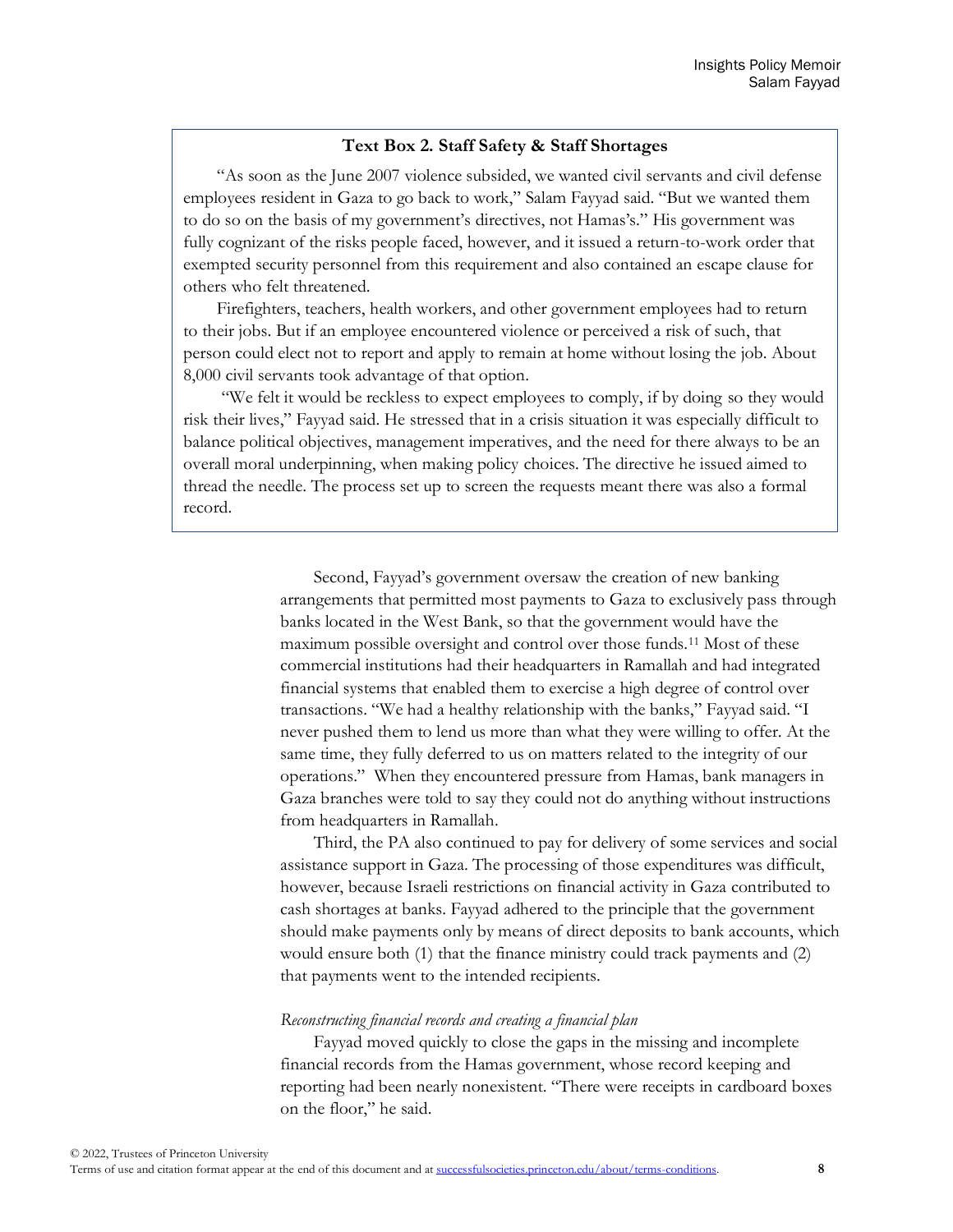**Text Box 2. Staff Safety & Staff Shortages**

"As soon as the June 2007 violence subsided, we wanted civil servants and civil defense employees resident in Gaza to go back to work," Salam Fayyad said. "But we wanted them to do so on the basis of my government's directives, not Hamas's." His government was fully cognizant of the risks people faced, however, and it issued a return-to-work order that exempted security personnel from this requirement and also contained an escape clause for others who felt threatened.

Firefighters, teachers, health workers, and other government employees had to return to their jobs. But if an employee encountered violence or perceived a risk of such, that person could elect not to report and apply to remain at home without losing the job. About 8,000 civil servants took advantage of that option.

"We felt it would be reckless to expect employees to comply, if by doing so they would risk their lives," Fayyad said. He stressed that in a crisis situation it was especially difficult to balance political objectives, management imperatives, and the need for there always to be an overall moral underpinning, when making policy choices. The directive he issued aimed to thread the needle. The process set up to screen the requests meant there was also a formal record.

Second, Fayyad's government oversaw the creation of new banking arrangements that permitted most payments to Gaza to exclusively pass through banks located in the West Bank, so that the government would have the maximum possible oversight and control over those funds.[11] Most of these commercial institutions had their headquarters in Ramallah and had integrated financial systems that enabled them to exercise a high degree of control over transactions. "We had a healthy relationship with the banks," Fayyad said. "I never pushed them to lend us more than what they were willing to offer. At the same time, they fully deferred to us on matters related to the integrity of our operations." When they encountered pressure from Hamas, bank managers in Gaza branches were told to say they could not do anything without instructions from headquarters in Ramallah.

Third, the PA also continued to pay for delivery of some services and social assistance support in Gaza. The processing of those expenditures was difficult, however, because Israeli restrictions on financial activity in Gaza contributed to cash shortages at banks. Fayyad adhered to the principle that the government should make payments only by means of direct deposits to bank accounts, which would ensure both (1) that the finance ministry could track payments and (2) that payments went to the intended recipients.

*Reconstructing financial records and creating a financial plan*

Fayyad moved quickly to close the gaps in the missing and incomplete financial records from the Hamas government, whose record keeping and reporting had been nearly nonexistent. "There were receipts in cardboard boxes on the floor," he said.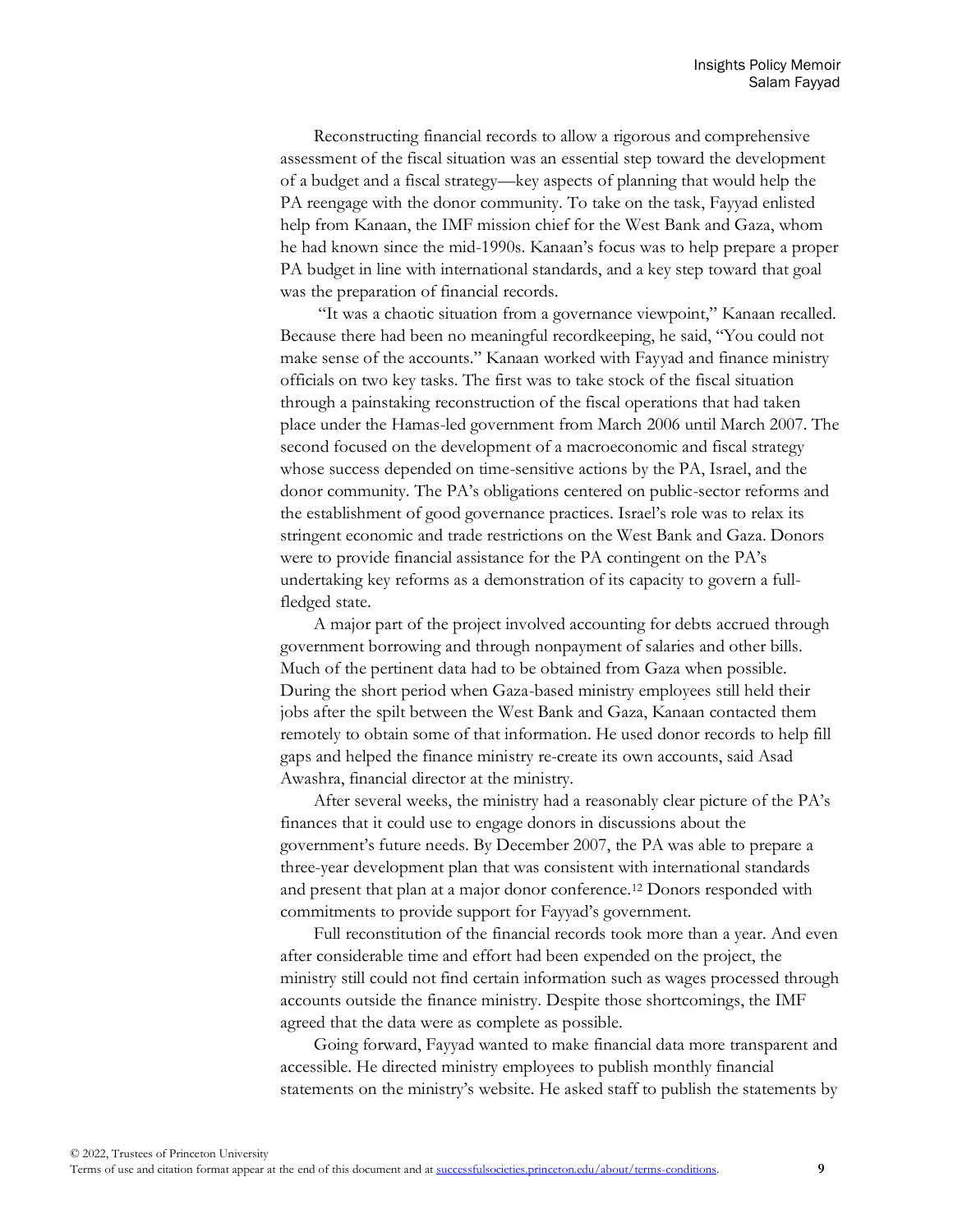Reconstructing financial records to allow a rigorous and comprehensive assessment of the fiscal situation was an essential step toward the development of a budget and a fiscal strategy—key aspects of planning that would help the PA reengage with the donor community. To take on the task, Fayyad enlisted help from Kanaan, the IMF mission chief for the West Bank and Gaza, whom he had known since the mid-1990s. Kanaan's focus was to help prepare a proper PA budget in line with international standards, and a key step toward that goal was the preparation of financial records.

"It was a chaotic situation from a governance viewpoint," Kanaan recalled. Because there had been no meaningful recordkeeping, he said, "You could not make sense of the accounts." Kanaan worked with Fayyad and finance ministry officials on two key tasks. The first was to take stock of the fiscal situation through a painstaking reconstruction of the fiscal operations that had taken place under the Hamas-led government from March 2006 until March 2007. The second focused on the development of a macroeconomic and fiscal strategy whose success depended on time-sensitive actions by the PA, Israel, and the donor community. The PA's obligations centered on public-sector reforms and the establishment of good governance practices. Israel's role was to relax its stringent economic and trade restrictions on the West Bank and Gaza. Donors were to provide financial assistance for the PA contingent on the PA's undertaking key reforms as a demonstration of its capacity to govern a full-fledged state.

A major part of the project involved accounting for debts accrued through government borrowing and through nonpayment of salaries and other bills. Much of the pertinent data had to be obtained from Gaza when possible. During the short period when Gaza-based ministry employees still held their jobs after the spilt between the West Bank and Gaza, Kanaan contacted them remotely to obtain some of that information. He used donor records to help fill gaps and helped the finance ministry re-create its own accounts, said Asad Awashra, financial director at the ministry.

After several weeks, the ministry had a reasonably clear picture of the PA's finances that it could use to engage donors in discussions about the government's future needs. By December 2007, the PA was able to prepare a three-year development plan that was consistent with international standards and present that plan at a major donor conference.[12] Donors responded with commitments to provide support for Fayyad's government.

Full reconstitution of the financial records took more than a year. And even after considerable time and effort had been expended on the project, the ministry still could not find certain information such as wages processed through accounts outside the finance ministry. Despite those shortcomings, the IMF agreed that the data were as complete as possible.

Going forward, Fayyad wanted to make financial data more transparent and accessible. He directed ministry employees to publish monthly financial statements on the ministry's website. He asked staff to publish the statements by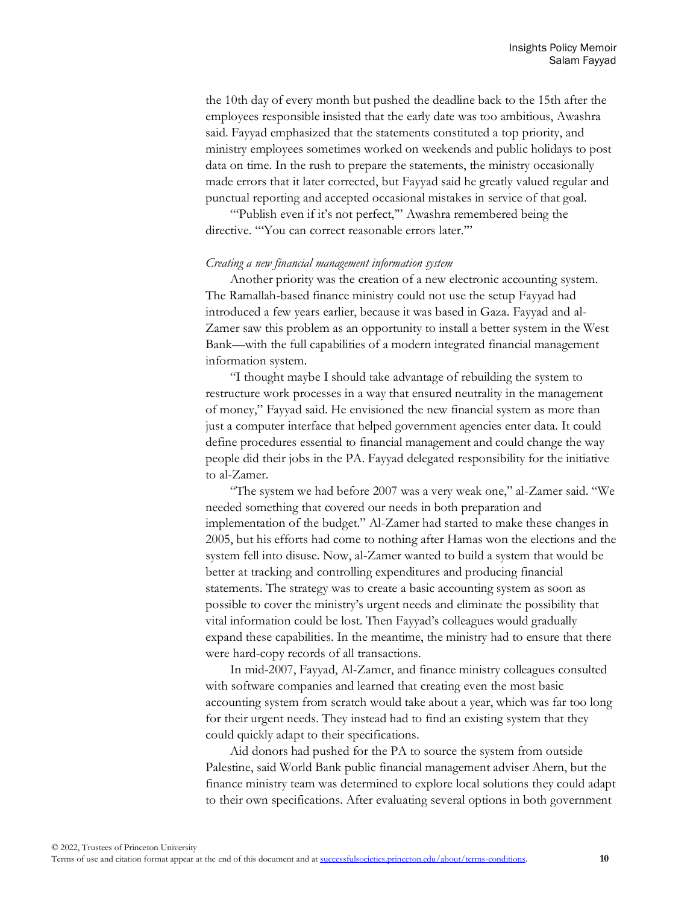the 10th day of every month but pushed the deadline back to the 15th after the employees responsible insisted that the early date was too ambitious, Awashra said. Fayyad emphasized that the statements constituted a top priority, and ministry employees sometimes worked on weekends and public holidays to post data on time. In the rush to prepare the statements, the ministry occasionally made errors that it later corrected, but Fayyad said he greatly valued regular and punctual reporting and accepted occasional mistakes in service of that goal.

"'Publish even if it's not perfect,'" Awashra remembered being the directive. "'You can correct reasonable errors later.'"

*Creating a new financial management information system*

Another priority was the creation of a new electronic accounting system. The Ramallah-based finance ministry could not use the setup Fayyad had introduced a few years earlier, because it was based in Gaza. Fayyad and al-Zamer saw this problem as an opportunity to install a better system in the West Bank—with the full capabilities of a modern integrated financial management information system.

"I thought maybe I should take advantage of rebuilding the system to restructure work processes in a way that ensured neutrality in the management of money," Fayyad said. He envisioned the new financial system as more than just a computer interface that helped government agencies enter data. It could define procedures essential to financial management and could change the way people did their jobs in the PA. Fayyad delegated responsibility for the initiative to al-Zamer.

"The system we had before 2007 was a very weak one," al-Zamer said. "We needed something that covered our needs in both preparation and implementation of the budget." Al-Zamer had started to make these changes in 2005, but his efforts had come to nothing after Hamas won the elections and the system fell into disuse. Now, al-Zamer wanted to build a system that would be better at tracking and controlling expenditures and producing financial statements. The strategy was to create a basic accounting system as soon as possible to cover the ministry's urgent needs and eliminate the possibility that vital information could be lost. Then Fayyad's colleagues would gradually expand these capabilities. In the meantime, the ministry had to ensure that there were hard-copy records of all transactions.

In mid-2007, Fayyad, Al-Zamer, and finance ministry colleagues consulted with software companies and learned that creating even the most basic accounting system from scratch would take about a year, which was far too long for their urgent needs. They instead had to find an existing system that they could quickly adapt to their specifications.

Aid donors had pushed for the PA to source the system from outside Palestine, said World Bank public financial management adviser Ahern, but the finance ministry team was determined to explore local solutions they could adapt to their own specifications. After evaluating several options in both government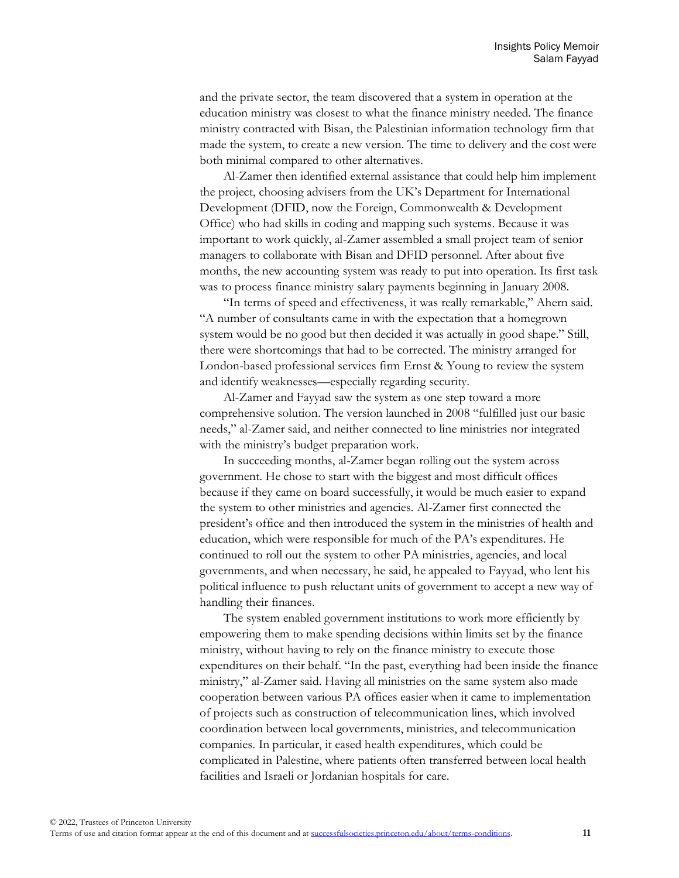and the private sector, the team discovered that a system in operation at the education ministry was closest to what the finance ministry needed. The finance ministry contracted with Bisan, the Palestinian information technology firm that made the system, to create a new version. The time to delivery and the cost were both minimal compared to other alternatives.

Al-Zamer then identified external assistance that could help him implement the project, choosing advisers from the UK's Department for International Development (DFID, now the Foreign, Commonwealth & Development Office) who had skills in coding and mapping such systems. Because it was important to work quickly, al-Zamer assembled a small project team of senior managers to collaborate with Bisan and DFID personnel. After about five months, the new accounting system was ready to put into operation. Its first task was to process finance ministry salary payments beginning in January 2008.

"In terms of speed and effectiveness, it was really remarkable," Ahern said. "A number of consultants came in with the expectation that a homegrown system would be no good but then decided it was actually in good shape." Still, there were shortcomings that had to be corrected. The ministry arranged for London-based professional services firm Ernst & Young to review the system and identify weaknesses—especially regarding security.

Al-Zamer and Fayyad saw the system as one step toward a more comprehensive solution. The version launched in 2008 "fulfilled just our basic needs," al-Zamer said, and neither connected to line ministries nor integrated with the ministry's budget preparation work.

In succeeding months, al-Zamer began rolling out the system across government. He chose to start with the biggest and most difficult offices because if they came on board successfully, it would be much easier to expand the system to other ministries and agencies. Al-Zamer first connected the president's office and then introduced the system in the ministries of health and education, which were responsible for much of the PA's expenditures. He continued to roll out the system to other PA ministries, agencies, and local governments, and when necessary, he said, he appealed to Fayyad, who lent his political influence to push reluctant units of government to accept a new way of handling their finances.

The system enabled government institutions to work more efficiently by empowering them to make spending decisions within limits set by the finance ministry, without having to rely on the finance ministry to execute those expenditures on their behalf. "In the past, everything had been inside the finance ministry," al-Zamer said. Having all ministries on the same system also made cooperation between various PA offices easier when it came to implementation of projects such as construction of telecommunication lines, which involved coordination between local governments, ministries, and telecommunication companies. In particular, it eased health expenditures, which could be complicated in Palestine, where patients often transferred between local health facilities and Israeli or Jordanian hospitals for care.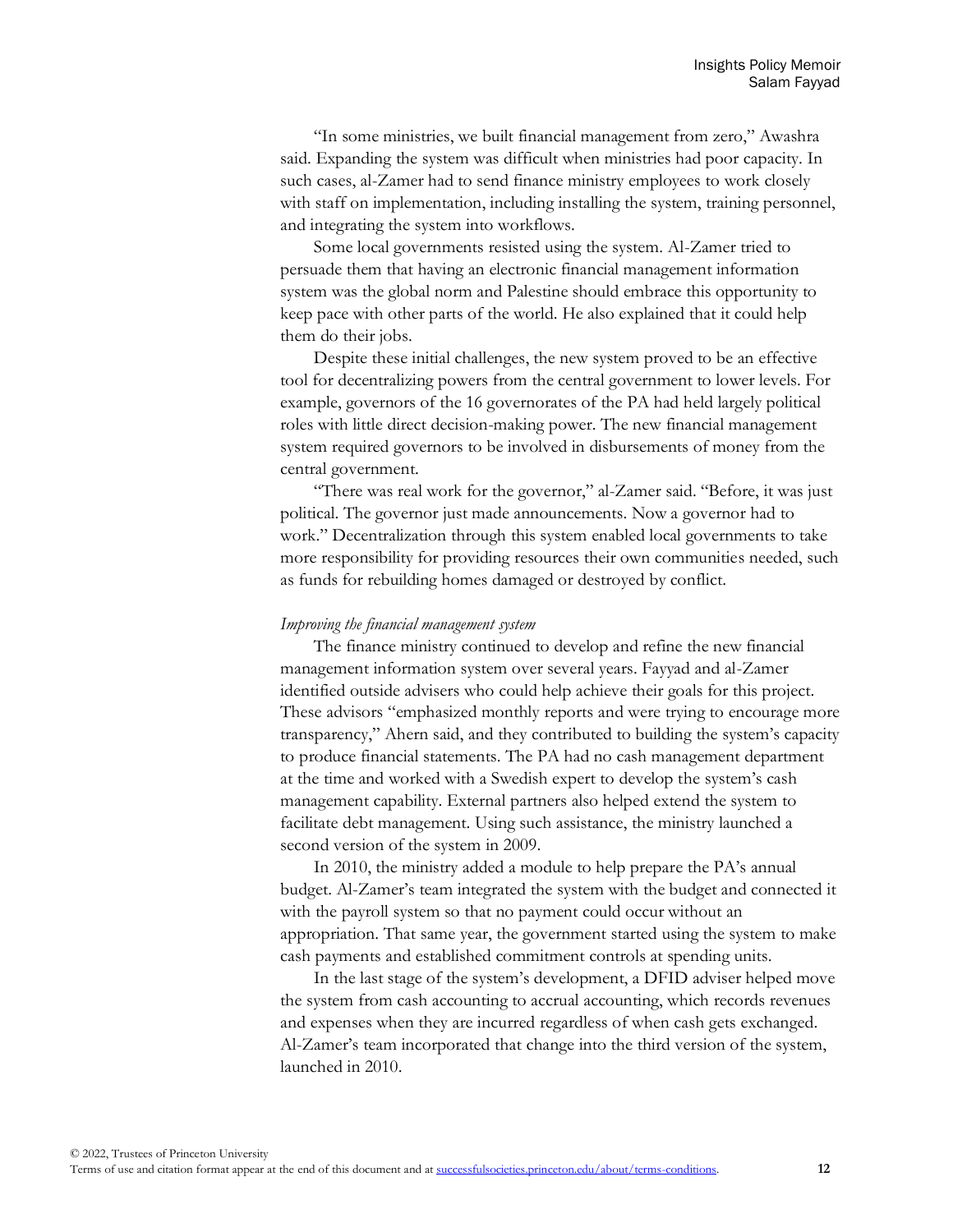"In some ministries, we built financial management from zero," Awashra said. Expanding the system was difficult when ministries had poor capacity. In such cases, al-Zamer had to send finance ministry employees to work closely with staff on implementation, including installing the system, training personnel, and integrating the system into workflows.

Some local governments resisted using the system. Al-Zamer tried to persuade them that having an electronic financial management information system was the global norm and Palestine should embrace this opportunity to keep pace with other parts of the world. He also explained that it could help them do their jobs.

Despite these initial challenges, the new system proved to be an effective tool for decentralizing powers from the central government to lower levels. For example, governors of the 16 governorates of the PA had held largely political roles with little direct decision-making power. The new financial management system required governors to be involved in disbursements of money from the central government.

"There was real work for the governor," al-Zamer said. "Before, it was just political. The governor just made announcements. Now a governor had to work." Decentralization through this system enabled local governments to take more responsibility for providing resources their own communities needed, such as funds for rebuilding homes damaged or destroyed by conflict.

*Improving the financial management system*

The finance ministry continued to develop and refine the new financial management information system over several years. Fayyad and al-Zamer identified outside advisers who could help achieve their goals for this project. These advisors "emphasized monthly reports and were trying to encourage more transparency," Ahern said, and they contributed to building the system's capacity to produce financial statements. The PA had no cash management department at the time and worked with a Swedish expert to develop the system's cash management capability. External partners also helped extend the system to facilitate debt management. Using such assistance, the ministry launched a second version of the system in 2009.

In 2010, the ministry added a module to help prepare the PA's annual budget. Al-Zamer's team integrated the system with the budget and connected it with the payroll system so that no payment could occur without an appropriation. That same year, the government started using the system to make cash payments and established commitment controls at spending units.

In the last stage of the system's development, a DFID adviser helped move the system from cash accounting to accrual accounting, which records revenues and expenses when they are incurred regardless of when cash gets exchanged. Al-Zamer's team incorporated that change into the third version of the system, launched in 2010.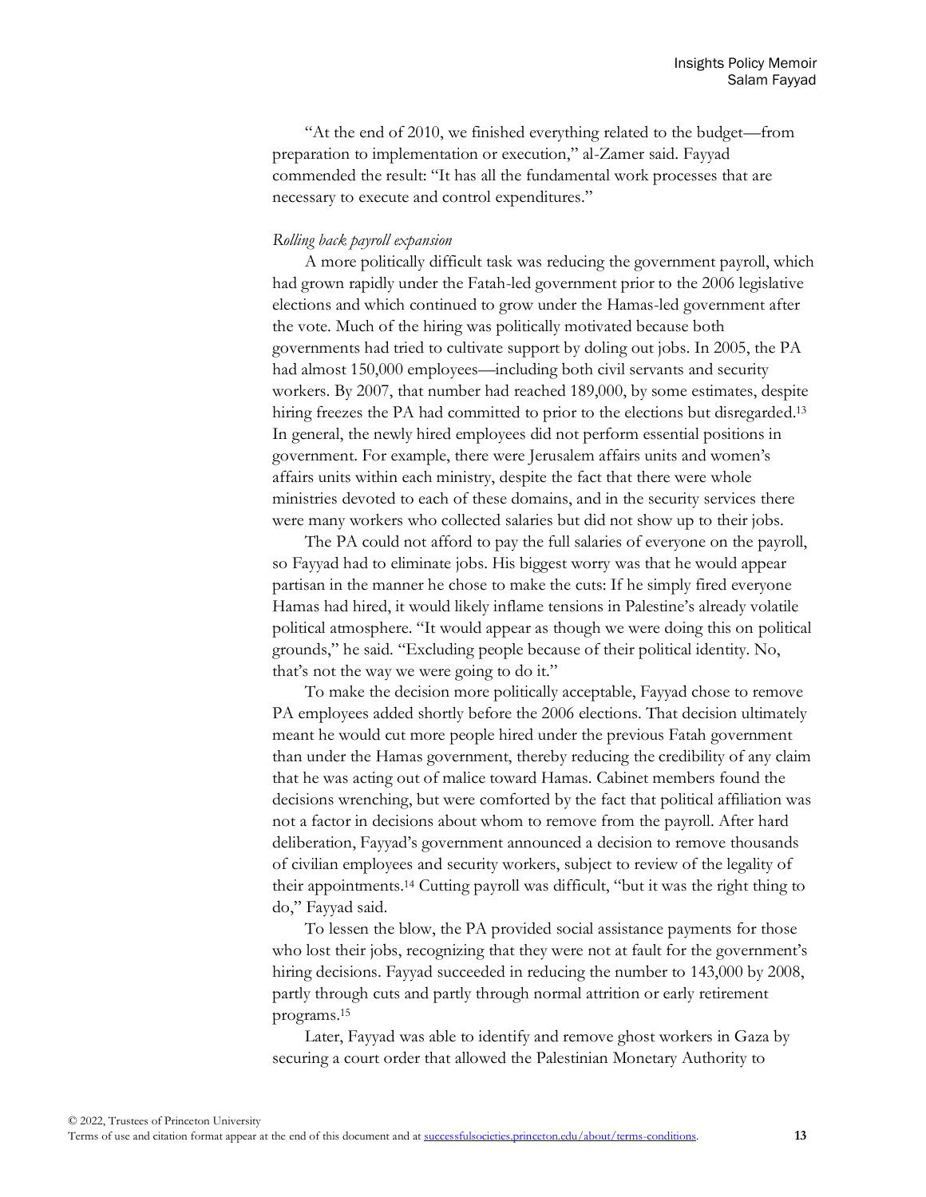"At the end of 2010, we finished everything related to the budget—from preparation to implementation or execution," al-Zamer said. Fayyad commended the result: "It has all the fundamental work processes that are necessary to execute and control expenditures."

*Rolling back payroll expansion*

A more politically difficult task was reducing the government payroll, which had grown rapidly under the Fatah-led government prior to the 2006 legislative elections and which continued to grow under the Hamas-led government after the vote. Much of the hiring was politically motivated because both governments had tried to cultivate support by doling out jobs. In 2005, the PA had almost 150,000 employees—including both civil servants and security workers. By 2007, that number had reached 189,000, by some estimates, despite hiring freezes the PA had committed to prior to the elections but disregarded.[13] In general, the newly hired employees did not perform essential positions in government. For example, there were Jerusalem affairs units and women's affairs units within each ministry, despite the fact that there were whole ministries devoted to each of these domains, and in the security services there were many workers who collected salaries but did not show up to their jobs.

The PA could not afford to pay the full salaries of everyone on the payroll, so Fayyad had to eliminate jobs. His biggest worry was that he would appear partisan in the manner he chose to make the cuts: If he simply fired everyone Hamas had hired, it would likely inflame tensions in Palestine's already volatile political atmosphere. "It would appear as though we were doing this on political grounds," he said. "Excluding people because of their political identity. No, that's not the way we were going to do it."

To make the decision more politically acceptable, Fayyad chose to remove PA employees added shortly before the 2006 elections. That decision ultimately meant he would cut more people hired under the previous Fatah government than under the Hamas government, thereby reducing the credibility of any claim that he was acting out of malice toward Hamas. Cabinet members found the decisions wrenching, but were comforted by the fact that political affiliation was not a factor in decisions about whom to remove from the payroll. After hard deliberation, Fayyad's government announced a decision to remove thousands of civilian employees and security workers, subject to review of the legality of their appointments.[14] Cutting payroll was difficult, "but it was the right thing to do," Fayyad said.

To lessen the blow, the PA provided social assistance payments for those who lost their jobs, recognizing that they were not at fault for the government's hiring decisions. Fayyad succeeded in reducing the number to 143,000 by 2008, partly through cuts and partly through normal attrition or early retirement programs.[15]

Later, Fayyad was able to identify and remove ghost workers in Gaza by securing a court order that allowed the Palestinian Monetary Authority to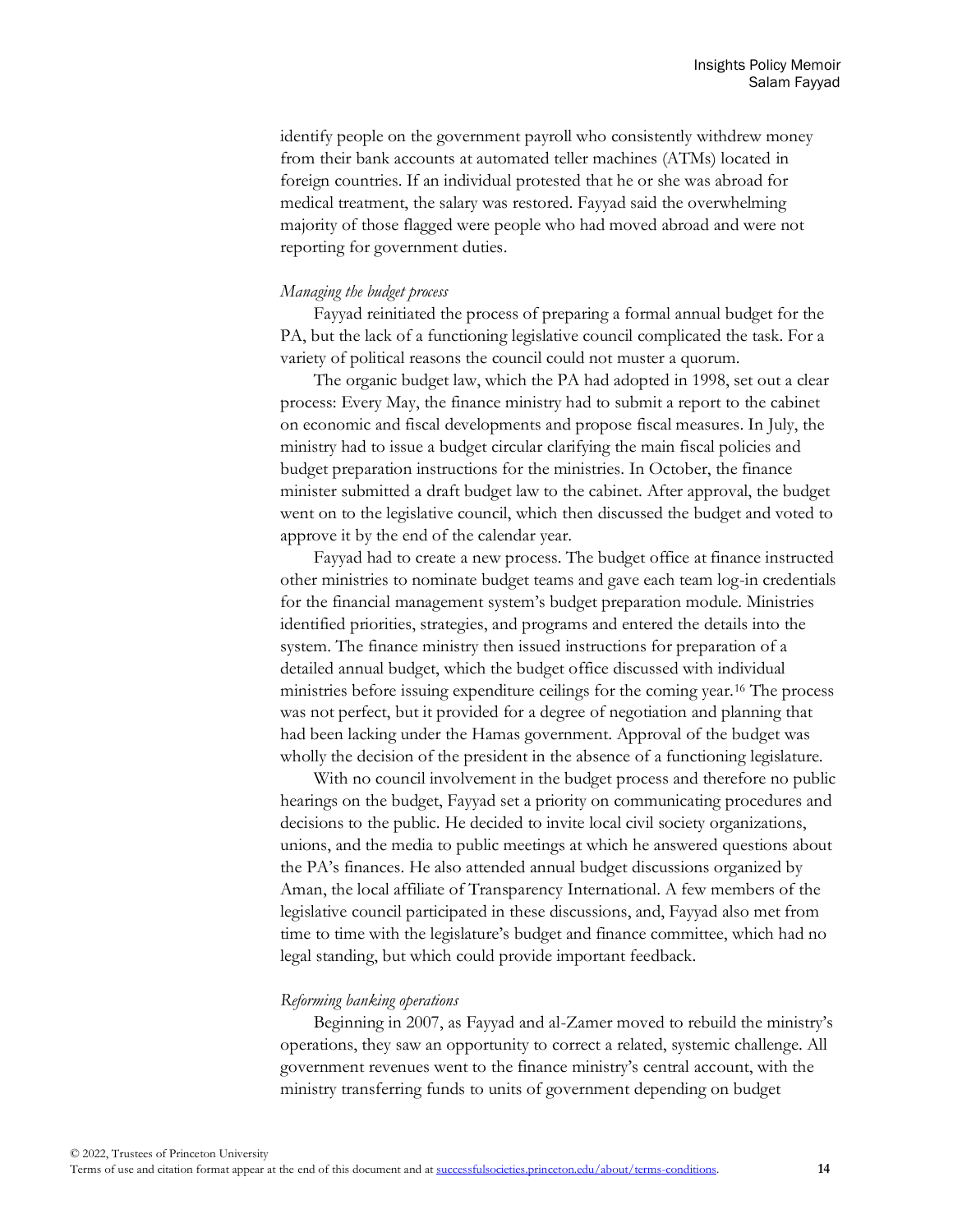identify people on the government payroll who consistently withdrew money from their bank accounts at automated teller machines (ATMs) located in foreign countries. If an individual protested that he or she was abroad for medical treatment, the salary was restored. Fayyad said the overwhelming majority of those flagged were people who had moved abroad and were not reporting for government duties.

*Managing the budget process*

Fayyad reinitiated the process of preparing a formal annual budget for the PA, but the lack of a functioning legislative council complicated the task. For a variety of political reasons the council could not muster a quorum.

The organic budget law, which the PA had adopted in 1998, set out a clear process: Every May, the finance ministry had to submit a report to the cabinet on economic and fiscal developments and propose fiscal measures. In July, the ministry had to issue a budget circular clarifying the main fiscal policies and budget preparation instructions for the ministries. In October, the finance minister submitted a draft budget law to the cabinet. After approval, the budget went on to the legislative council, which then discussed the budget and voted to approve it by the end of the calendar year.

Fayyad had to create a new process. The budget office at finance instructed other ministries to nominate budget teams and gave each team log-in credentials for the financial management system's budget preparation module. Ministries identified priorities, strategies, and programs and entered the details into the system. The finance ministry then issued instructions for preparation of a detailed annual budget, which the budget office discussed with individual ministries before issuing expenditure ceilings for the coming year.[16] The process was not perfect, but it provided for a degree of negotiation and planning that had been lacking under the Hamas government. Approval of the budget was wholly the decision of the president in the absence of a functioning legislature.

With no council involvement in the budget process and therefore no public hearings on the budget, Fayyad set a priority on communicating procedures and decisions to the public. He decided to invite local civil society organizations, unions, and the media to public meetings at which he answered questions about the PA's finances. He also attended annual budget discussions organized by Aman, the local affiliate of Transparency International. A few members of the legislative council participated in these discussions, and, Fayyad also met from time to time with the legislature's budget and finance committee, which had no legal standing, but which could provide important feedback.

*Reforming banking operations*

Beginning in 2007, as Fayyad and al-Zamer moved to rebuild the ministry's operations, they saw an opportunity to correct a related, systemic challenge. All government revenues went to the finance ministry's central account, with the ministry transferring funds to units of government depending on budget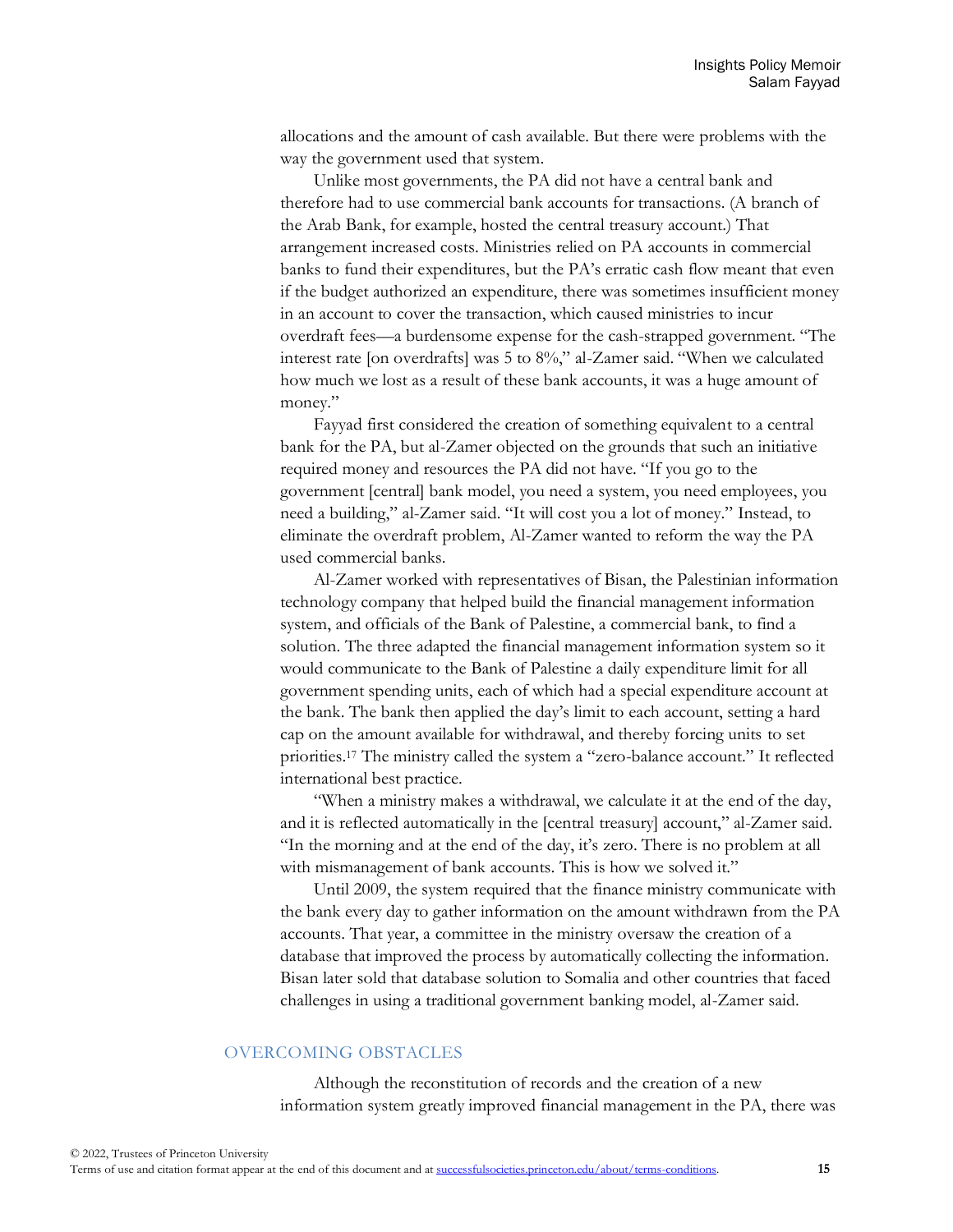allocations and the amount of cash available. But there were problems with the way the government used that system.

Unlike most governments, the PA did not have a central bank and therefore had to use commercial bank accounts for transactions. (A branch of the Arab Bank, for example, hosted the central treasury account.) That arrangement increased costs. Ministries relied on PA accounts in commercial banks to fund their expenditures, but the PA's erratic cash flow meant that even if the budget authorized an expenditure, there was sometimes insufficient money in an account to cover the transaction, which caused ministries to incur overdraft fees—a burdensome expense for the cash-strapped government. "The interest rate [on overdrafts] was 5 to 8%," al-Zamer said. "When we calculated how much we lost as a result of these bank accounts, it was a huge amount of money."

Fayyad first considered the creation of something equivalent to a central bank for the PA, but al-Zamer objected on the grounds that such an initiative required money and resources the PA did not have. "If you go to the government [central] bank model, you need a system, you need employees, you need a building," al-Zamer said. "It will cost you a lot of money." Instead, to eliminate the overdraft problem, Al-Zamer wanted to reform the way the PA used commercial banks.

Al-Zamer worked with representatives of Bisan, the Palestinian information technology company that helped build the financial management information system, and officials of the Bank of Palestine, a commercial bank, to find a solution. The three adapted the financial management information system so it would communicate to the Bank of Palestine a daily expenditure limit for all government spending units, each of which had a special expenditure account at the bank. The bank then applied the day's limit to each account, setting a hard cap on the amount available for withdrawal, and thereby forcing units to set priorities.[17] The ministry called the system a "zero-balance account." It reflected international best practice.

"When a ministry makes a withdrawal, we calculate it at the end of the day, and it is reflected automatically in the [central treasury] account," al-Zamer said. "In the morning and at the end of the day, it's zero. There is no problem at all with mismanagement of bank accounts. This is how we solved it."

Until 2009, the system required that the finance ministry communicate with the bank every day to gather information on the amount withdrawn from the PA accounts. That year, a committee in the ministry oversaw the creation of a database that improved the process by automatically collecting the information. Bisan later sold that database solution to Somalia and other countries that faced challenges in using a traditional government banking model, al-Zamer said.

## OVERCOMING OBSTACLES

Although the reconstitution of records and the creation of a new information system greatly improved financial management in the PA, there was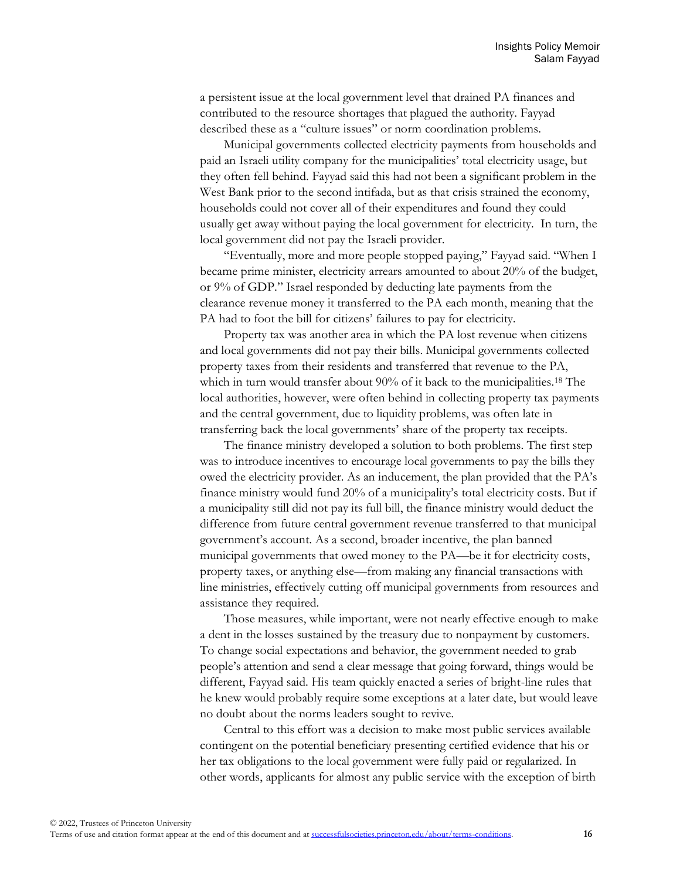a persistent issue at the local government level that drained PA finances and contributed to the resource shortages that plagued the authority. Fayyad described these as a "culture issues" or norm coordination problems.

Municipal governments collected electricity payments from households and paid an Israeli utility company for the municipalities' total electricity usage, but they often fell behind. Fayyad said this had not been a significant problem in the West Bank prior to the second intifada, but as that crisis strained the economy, households could not cover all of their expenditures and found they could usually get away without paying the local government for electricity. In turn, the local government did not pay the Israeli provider.

"Eventually, more and more people stopped paying," Fayyad said. "When I became prime minister, electricity arrears amounted to about 20% of the budget, or 9% of GDP." Israel responded by deducting late payments from the clearance revenue money it transferred to the PA each month, meaning that the PA had to foot the bill for citizens' failures to pay for electricity.

Property tax was another area in which the PA lost revenue when citizens and local governments did not pay their bills. Municipal governments collected property taxes from their residents and transferred that revenue to the PA, which in turn would transfer about 90% of it back to the municipalities.[18] The local authorities, however, were often behind in collecting property tax payments and the central government, due to liquidity problems, was often late in transferring back the local governments' share of the property tax receipts.

The finance ministry developed a solution to both problems. The first step was to introduce incentives to encourage local governments to pay the bills they owed the electricity provider. As an inducement, the plan provided that the PA's finance ministry would fund 20% of a municipality's total electricity costs. But if a municipality still did not pay its full bill, the finance ministry would deduct the difference from future central government revenue transferred to that municipal government's account. As a second, broader incentive, the plan banned municipal governments that owed money to the PA—be it for electricity costs, property taxes, or anything else—from making any financial transactions with line ministries, effectively cutting off municipal governments from resources and assistance they required.

Those measures, while important, were not nearly effective enough to make a dent in the losses sustained by the treasury due to nonpayment by customers. To change social expectations and behavior, the government needed to grab people's attention and send a clear message that going forward, things would be different, Fayyad said. His team quickly enacted a series of bright-line rules that he knew would probably require some exceptions at a later date, but would leave no doubt about the norms leaders sought to revive.

Central to this effort was a decision to make most public services available contingent on the potential beneficiary presenting certified evidence that his or her tax obligations to the local government were fully paid or regularized. In other words, applicants for almost any public service with the exception of birth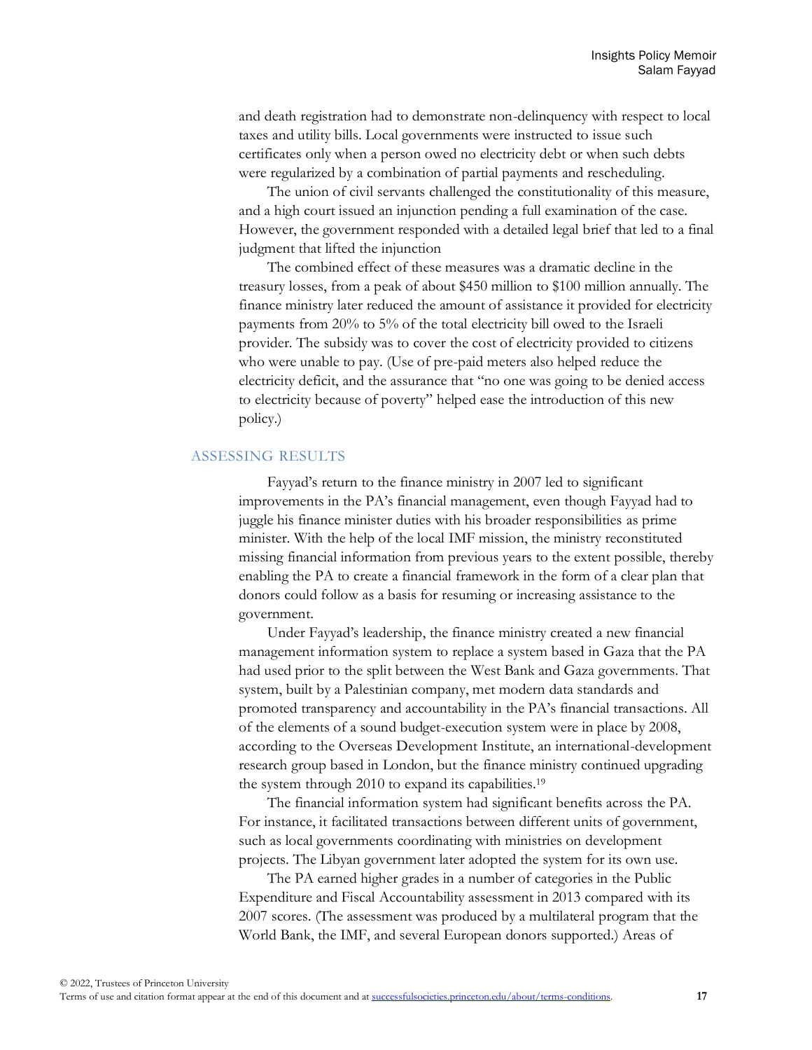and death registration had to demonstrate non-delinquency with respect to local taxes and utility bills. Local governments were instructed to issue such certificates only when a person owed no electricity debt or when such debts were regularized by a combination of partial payments and rescheduling.

The union of civil servants challenged the constitutionality of this measure, and a high court issued an injunction pending a full examination of the case. However, the government responded with a detailed legal brief that led to a final judgment that lifted the injunction

The combined effect of these measures was a dramatic decline in the treasury losses, from a peak of about $450 million to $100 million annually. The finance ministry later reduced the amount of assistance it provided for electricity payments from 20% to 5% of the total electricity bill owed to the Israeli provider. The subsidy was to cover the cost of electricity provided to citizens who were unable to pay. (Use of pre-paid meters also helped reduce the electricity deficit, and the assurance that "no one was going to be denied access to electricity because of poverty" helped ease the introduction of this new policy.)

## ASSESSING RESULTS

Fayyad's return to the finance ministry in 2007 led to significant improvements in the PA's financial management, even though Fayyad had to juggle his finance minister duties with his broader responsibilities as prime minister. With the help of the local IMF mission, the ministry reconstituted missing financial information from previous years to the extent possible, thereby enabling the PA to create a financial framework in the form of a clear plan that donors could follow as a basis for resuming or increasing assistance to the government.

Under Fayyad's leadership, the finance ministry created a new financial management information system to replace a system based in Gaza that the PA had used prior to the split between the West Bank and Gaza governments. That system, built by a Palestinian company, met modern data standards and promoted transparency and accountability in the PA's financial transactions. All of the elements of a sound budget-execution system were in place by 2008, according to the Overseas Development Institute, an international-development research group based in London, but the finance ministry continued upgrading the system through 2010 to expand its capabilities.[19]

The financial information system had significant benefits across the PA. For instance, it facilitated transactions between different units of government, such as local governments coordinating with ministries on development projects. The Libyan government later adopted the system for its own use.

The PA earned higher grades in a number of categories in the Public Expenditure and Fiscal Accountability assessment in 2013 compared with its 2007 scores. (The assessment was produced by a multilateral program that the World Bank, the IMF, and several European donors supported.) Areas of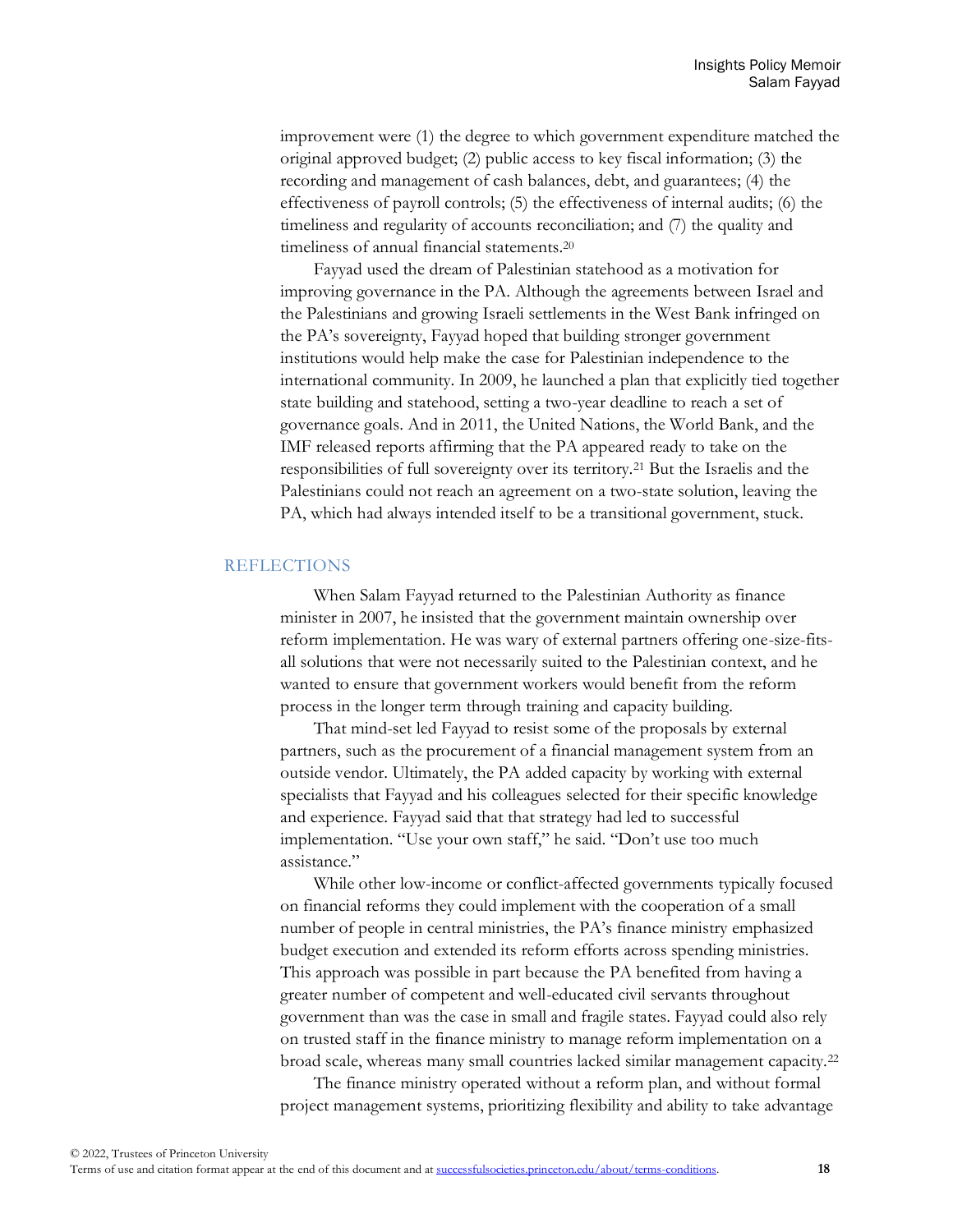improvement were (1) the degree to which government expenditure matched the original approved budget; (2) public access to key fiscal information; (3) the recording and management of cash balances, debt, and guarantees; (4) the effectiveness of payroll controls; (5) the effectiveness of internal audits; (6) the timeliness and regularity of accounts reconciliation; and (7) the quality and timeliness of annual financial statements.[20]

Fayyad used the dream of Palestinian statehood as a motivation for improving governance in the PA. Although the agreements between Israel and the Palestinians and growing Israeli settlements in the West Bank infringed on the PA's sovereignty, Fayyad hoped that building stronger government institutions would help make the case for Palestinian independence to the international community. In 2009, he launched a plan that explicitly tied together state building and statehood, setting a two-year deadline to reach a set of governance goals. And in 2011, the United Nations, the World Bank, and the IMF released reports affirming that the PA appeared ready to take on the responsibilities of full sovereignty over its territory.[21] But the Israelis and the Palestinians could not reach an agreement on a two-state solution, leaving the PA, which had always intended itself to be a transitional government, stuck.

## REFLECTIONS

When Salam Fayyad returned to the Palestinian Authority as finance minister in 2007, he insisted that the government maintain ownership over reform implementation. He was wary of external partners offering one-size-fits-all solutions that were not necessarily suited to the Palestinian context, and he wanted to ensure that government workers would benefit from the reform process in the longer term through training and capacity building.

That mind-set led Fayyad to resist some of the proposals by external partners, such as the procurement of a financial management system from an outside vendor. Ultimately, the PA added capacity by working with external specialists that Fayyad and his colleagues selected for their specific knowledge and experience. Fayyad said that that strategy had led to successful implementation. "Use your own staff," he said. "Don't use too much assistance."

While other low-income or conflict-affected governments typically focused on financial reforms they could implement with the cooperation of a small number of people in central ministries, the PA's finance ministry emphasized budget execution and extended its reform efforts across spending ministries. This approach was possible in part because the PA benefited from having a greater number of competent and well-educated civil servants throughout government than was the case in small and fragile states. Fayyad could also rely on trusted staff in the finance ministry to manage reform implementation on a broad scale, whereas many small countries lacked similar management capacity.[22]

The finance ministry operated without a reform plan, and without formal project management systems, prioritizing flexibility and ability to take advantage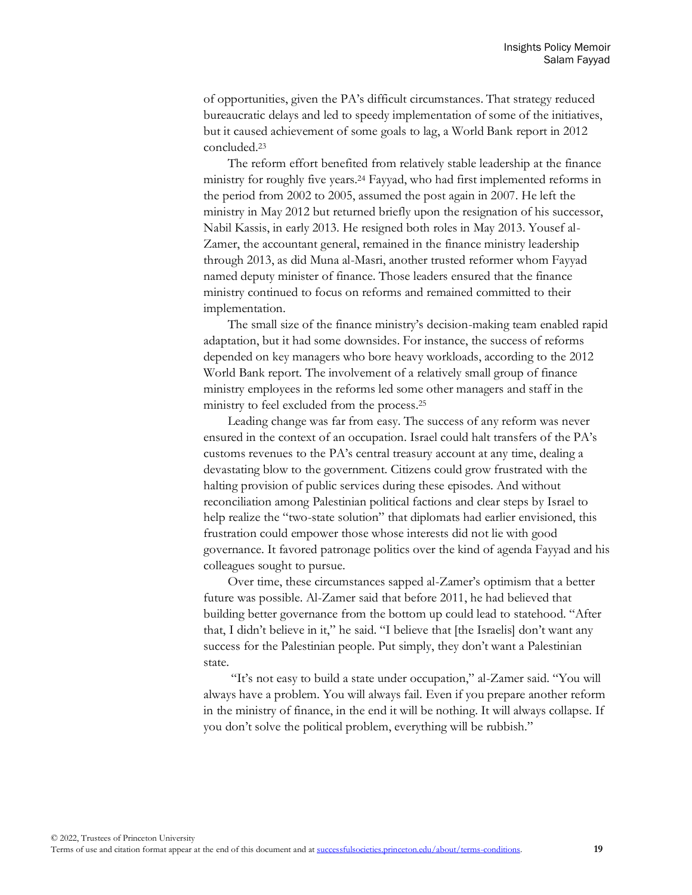of opportunities, given the PA's difficult circumstances. That strategy reduced bureaucratic delays and led to speedy implementation of some of the initiatives, but it caused achievement of some goals to lag, a World Bank report in 2012 concluded.[23]

The reform effort benefited from relatively stable leadership at the finance ministry for roughly five years.[24] Fayyad, who had first implemented reforms in the period from 2002 to 2005, assumed the post again in 2007. He left the ministry in May 2012 but returned briefly upon the resignation of his successor, Nabil Kassis, in early 2013. He resigned both roles in May 2013. Yousef al-Zamer, the accountant general, remained in the finance ministry leadership through 2013, as did Muna al-Masri, another trusted reformer whom Fayyad named deputy minister of finance. Those leaders ensured that the finance ministry continued to focus on reforms and remained committed to their implementation.

The small size of the finance ministry's decision-making team enabled rapid adaptation, but it had some downsides. For instance, the success of reforms depended on key managers who bore heavy workloads, according to the 2012 World Bank report. The involvement of a relatively small group of finance ministry employees in the reforms led some other managers and staff in the ministry to feel excluded from the process.[25]

Leading change was far from easy. The success of any reform was never ensured in the context of an occupation. Israel could halt transfers of the PA's customs revenues to the PA's central treasury account at any time, dealing a devastating blow to the government. Citizens could grow frustrated with the halting provision of public services during these episodes. And without reconciliation among Palestinian political factions and clear steps by Israel to help realize the "two-state solution" that diplomats had earlier envisioned, this frustration could empower those whose interests did not lie with good governance. It favored patronage politics over the kind of agenda Fayyad and his colleagues sought to pursue.

Over time, these circumstances sapped al-Zamer's optimism that a better future was possible. Al-Zamer said that before 2011, he had believed that building better governance from the bottom up could lead to statehood. "After that, I didn't believe in it," he said. "I believe that [the Israelis] don't want any success for the Palestinian people. Put simply, they don't want a Palestinian state.

"It's not easy to build a state under occupation," al-Zamer said. "You will always have a problem. You will always fail. Even if you prepare another reform in the ministry of finance, in the end it will be nothing. It will always collapse. If you don't solve the political problem, everything will be rubbish."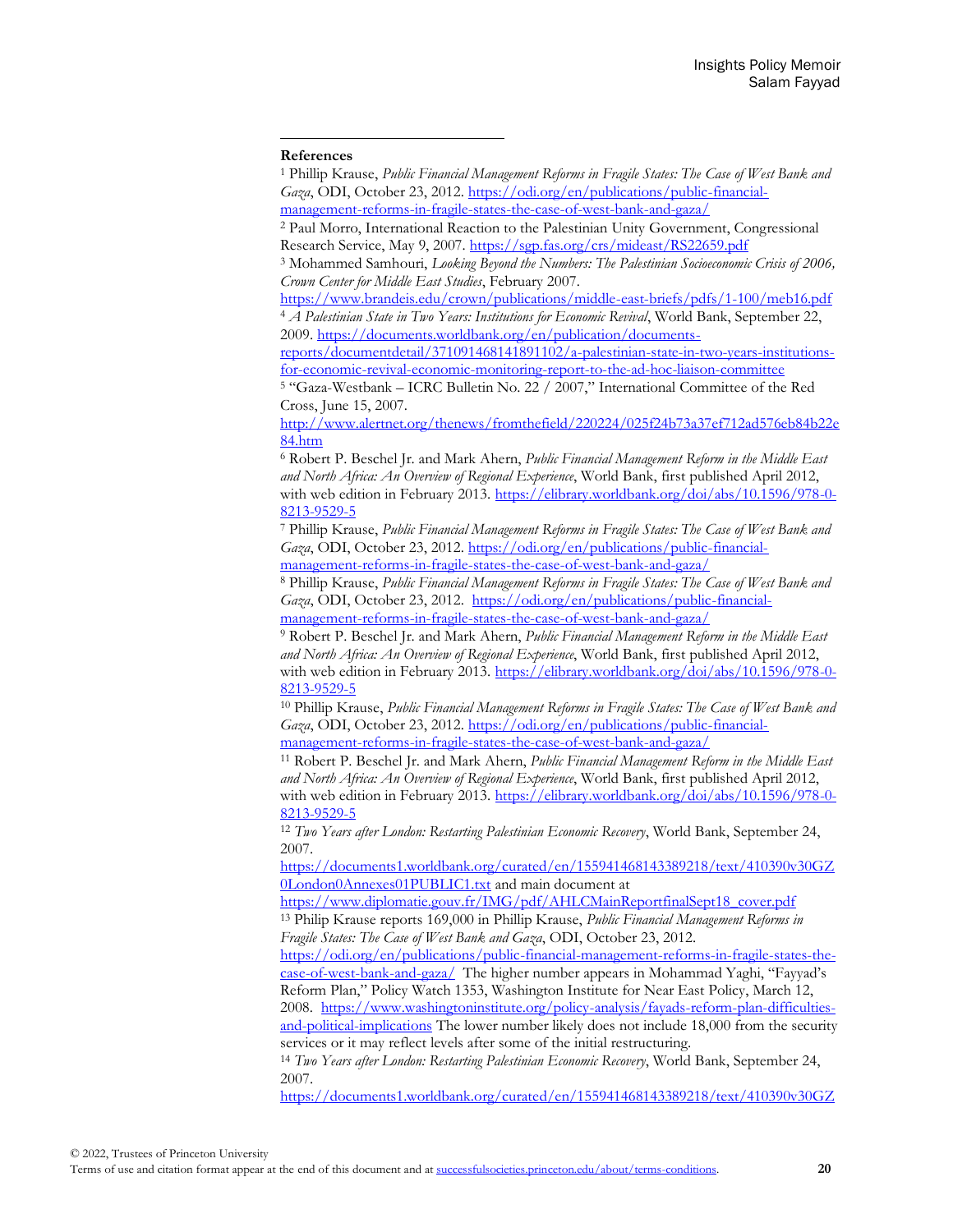**References**

[1] Phillip Krause, *Public Financial Management Reforms in Fragile States: The Case of West Bank and Gaza*, ODI, October 23, 2012. https://odi.org/en/publications/public-financial-management-reforms-in-fragile-states-the-case-of-west-bank-and-gaza/

[2] Paul Morro, International Reaction to the Palestinian Unity Government, Congressional Research Service, May 9, 2007. https://sgp.fas.org/crs/mideast/RS22659.pdf

[3] Mohammed Samhouri, *Looking Beyond the Numbers: The Palestinian Socioeconomic Crisis of 2006, Crown Center for Middle East Studies*, February 2007. https://www.brandeis.edu/crown/publications/middle-east-briefs/pdfs/1-100/meb16.pdf

[4] *A Palestinian State in Two Years: Institutions for Economic Revival*, World Bank, September 22, 2009. https://documents.worldbank.org/en/publication/documents-reports/documentdetail/371091468141891102/a-palestinian-state-in-two-years-institutions-for-economic-revival-economic-monitoring-report-to-the-ad-hoc-liaison-committee

[5] "Gaza-Westbank – ICRC Bulletin No. 22 / 2007," International Committee of the Red Cross, June 15, 2007. http://www.alertnet.org/thenews/fromthefield/220224/025f24b73a37ef712ad576eb84b22e84.htm

[6] Robert P. Beschel Jr. and Mark Ahern, *Public Financial Management Reform in the Middle East and North Africa: An Overview of Regional Experience*, World Bank, first published April 2012, with web edition in February 2013. https://elibrary.worldbank.org/doi/abs/10.1596/978-0-8213-9529-5

[7] Phillip Krause, *Public Financial Management Reforms in Fragile States: The Case of West Bank and Gaza*, ODI, October 23, 2012. https://odi.org/en/publications/public-financial-management-reforms-in-fragile-states-the-case-of-west-bank-and-gaza/

[8] Phillip Krause, *Public Financial Management Reforms in Fragile States: The Case of West Bank and Gaza*, ODI, October 23, 2012. https://odi.org/en/publications/public-financial-management-reforms-in-fragile-states-the-case-of-west-bank-and-gaza/

[9] Robert P. Beschel Jr. and Mark Ahern, *Public Financial Management Reform in the Middle East and North Africa: An Overview of Regional Experience*, World Bank, first published April 2012, with web edition in February 2013. https://elibrary.worldbank.org/doi/abs/10.1596/978-0-8213-9529-5

[10] Phillip Krause, *Public Financial Management Reforms in Fragile States: The Case of West Bank and Gaza*, ODI, October 23, 2012. https://odi.org/en/publications/public-financial-management-reforms-in-fragile-states-the-case-of-west-bank-and-gaza/

[11] Robert P. Beschel Jr. and Mark Ahern, *Public Financial Management Reform in the Middle East and North Africa: An Overview of Regional Experience*, World Bank, first published April 2012, with web edition in February 2013. https://elibrary.worldbank.org/doi/abs/10.1596/978-0-8213-9529-5

[12] *Two Years after London: Restarting Palestinian Economic Recovery*, World Bank, September 24, 2007. https://documents1.worldbank.org/curated/en/155941468143389218/text/410390v30GZ0London0Annexes01PUBLIC1.txt and main document at https://www.diplomatie.gouv.fr/IMG/pdf/AHLCMainReportfinalSept18_cover.pdf

[13] Philip Krause reports 169,000 in Phillip Krause, *Public Financial Management Reforms in Fragile States: The Case of West Bank and Gaza*, ODI, October 23, 2012. https://odi.org/en/publications/public-financial-management-reforms-in-fragile-states-the-case-of-west-bank-and-gaza/ The higher number appears in Mohammad Yaghi, "Fayyad's Reform Plan," Policy Watch 1353, Washington Institute for Near East Policy, March 12, 2008. https://www.washingtoninstitute.org/policy-analysis/fayads-reform-plan-difficulties-and-political-implications The lower number likely does not include 18,000 from the security services or it may reflect levels after some of the initial restructuring.

[14] *Two Years after London: Restarting Palestinian Economic Recovery*, World Bank, September 24, 2007. https://documents1.worldbank.org/curated/en/155941468143389218/text/410390v30GZ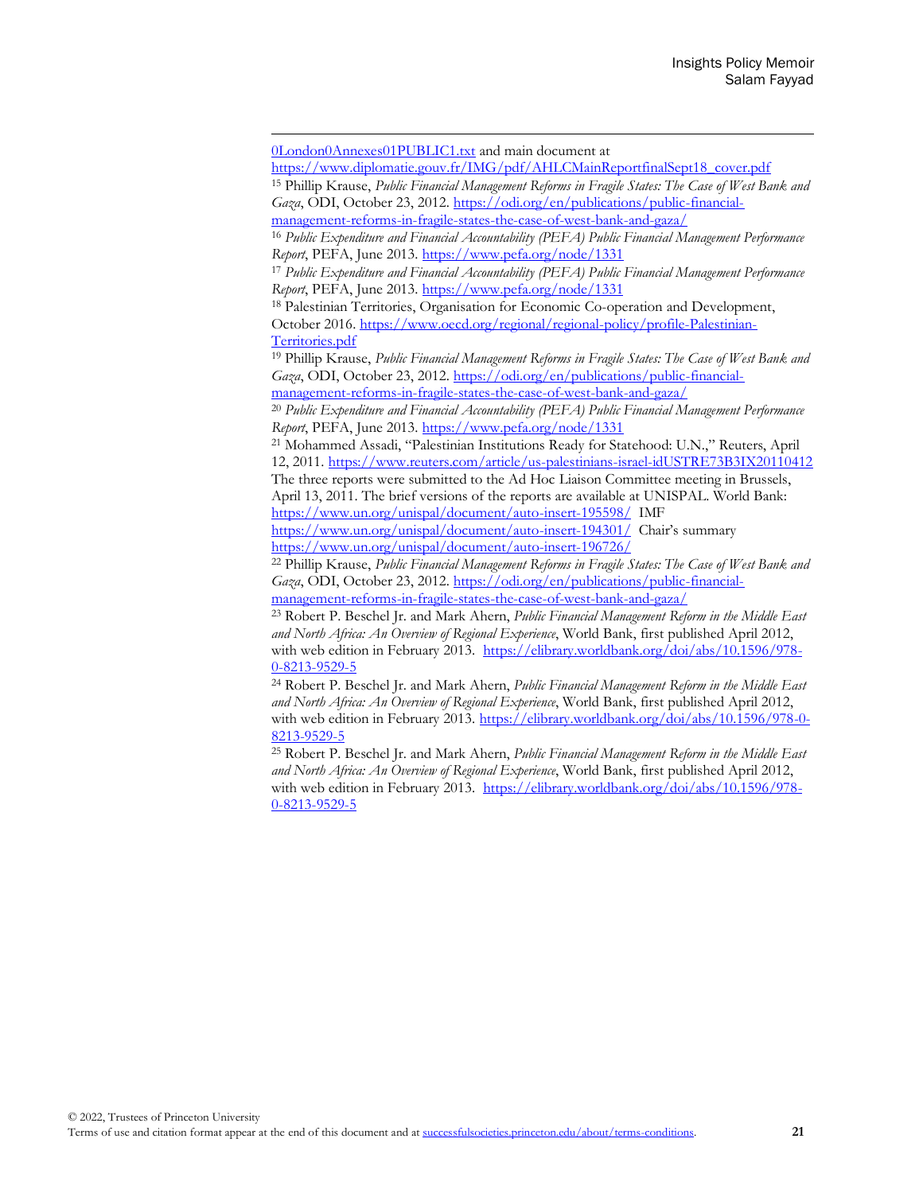0London0Annexes01PUBLIC1.txt and main document at https://www.diplomatie.gouv.fr/IMG/pdf/AHLCMainReportfinalSept18_cover.pdf

[15] Phillip Krause, *Public Financial Management Reforms in Fragile States: The Case of West Bank and Gaza*, ODI, October 23, 2012. https://odi.org/en/publications/public-financial-management-reforms-in-fragile-states-the-case-of-west-bank-and-gaza/

[16] *Public Expenditure and Financial Accountability (PEFA) Public Financial Management Performance Report*, PEFA, June 2013. https://www.pefa.org/node/1331

[17] *Public Expenditure and Financial Accountability (PEFA) Public Financial Management Performance Report*, PEFA, June 2013. https://www.pefa.org/node/1331

[18] Palestinian Territories, Organisation for Economic Co-operation and Development, October 2016. https://www.oecd.org/regional/regional-policy/profile-Palestinian-Territories.pdf

[19] Phillip Krause, *Public Financial Management Reforms in Fragile States: The Case of West Bank and Gaza*, ODI, October 23, 2012. https://odi.org/en/publications/public-financial-management-reforms-in-fragile-states-the-case-of-west-bank-and-gaza/

[20] *Public Expenditure and Financial Accountability (PEFA) Public Financial Management Performance Report*, PEFA, June 2013. https://www.pefa.org/node/1331

[21] Mohammed Assadi, "Palestinian Institutions Ready for Statehood: U.N.," Reuters, April 12, 2011. https://www.reuters.com/article/us-palestinians-israel-idUSTRE73B3IX20110412 The three reports were submitted to the Ad Hoc Liaison Committee meeting in Brussels, April 13, 2011. The brief versions of the reports are available at UNISPAL. World Bank: https://www.un.org/unispal/document/auto-insert-195598/ IMF https://www.un.org/unispal/document/auto-insert-194301/ Chair's summary https://www.un.org/unispal/document/auto-insert-196726/

[22] Phillip Krause, *Public Financial Management Reforms in Fragile States: The Case of West Bank and Gaza*, ODI, October 23, 2012. https://odi.org/en/publications/public-financial-management-reforms-in-fragile-states-the-case-of-west-bank-and-gaza/

[23] Robert P. Beschel Jr. and Mark Ahern, *Public Financial Management Reform in the Middle East and North Africa: An Overview of Regional Experience*, World Bank, first published April 2012, with web edition in February 2013. https://elibrary.worldbank.org/doi/abs/10.1596/978-0-8213-9529-5

[24] Robert P. Beschel Jr. and Mark Ahern, *Public Financial Management Reform in the Middle East and North Africa: An Overview of Regional Experience*, World Bank, first published April 2012, with web edition in February 2013. https://elibrary.worldbank.org/doi/abs/10.1596/978-0-8213-9529-5

[25] Robert P. Beschel Jr. and Mark Ahern, *Public Financial Management Reform in the Middle East and North Africa: An Overview of Regional Experience*, World Bank, first published April 2012, with web edition in February 2013. https://elibrary.worldbank.org/doi/abs/10.1596/978-0-8213-9529-5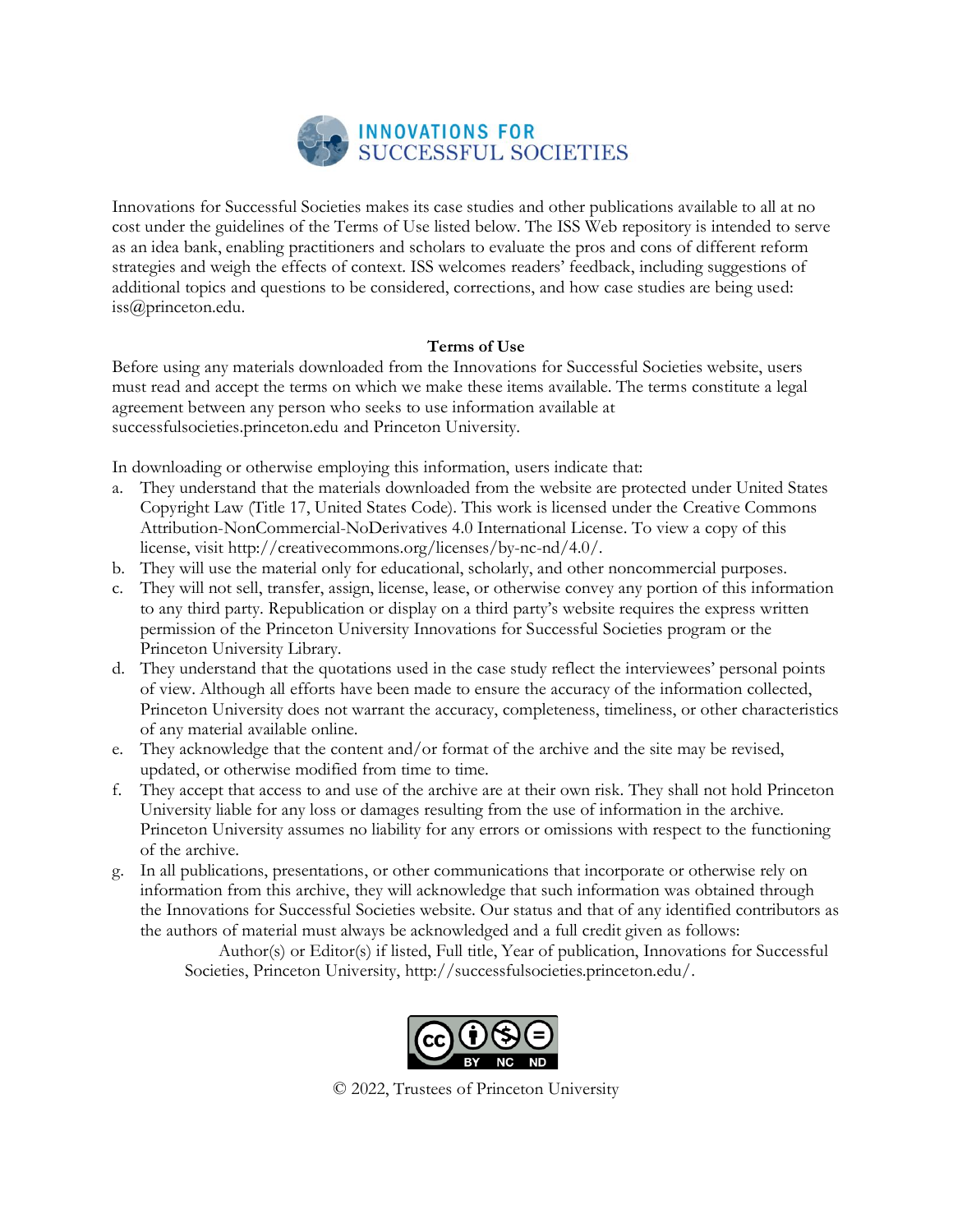INNOVATIONS FOR
SUCCESSFUL SOCIETIES

Innovations for Successful Societies makes its case studies and other publications available to all at no cost under the guidelines of the Terms of Use listed below. The ISS Web repository is intended to serve as an idea bank, enabling practitioners and scholars to evaluate the pros and cons of different reform strategies and weigh the effects of context. ISS welcomes readers' feedback, including suggestions of additional topics and questions to be considered, corrections, and how case studies are being used: iss@princeton.edu.

**Terms of Use**

Before using any materials downloaded from the Innovations for Successful Societies website, users must read and accept the terms on which we make these items available. The terms constitute a legal agreement between any person who seeks to use information available at successfulsocieties.princeton.edu and Princeton University.

In downloading or otherwise employing this information, users indicate that:

a. They understand that the materials downloaded from the website are protected under United States Copyright Law (Title 17, United States Code). This work is licensed under the Creative Commons Attribution-NonCommercial-NoDerivatives 4.0 International License. To view a copy of this license, visit http://creativecommons.org/licenses/by-nc-nd/4.0/.
b. They will use the material only for educational, scholarly, and other noncommercial purposes.
c. They will not sell, transfer, assign, license, lease, or otherwise convey any portion of this information to any third party. Republication or display on a third party's website requires the express written permission of the Princeton University Innovations for Successful Societies program or the Princeton University Library.
d. They understand that the quotations used in the case study reflect the interviewees' personal points of view. Although all efforts have been made to ensure the accuracy of the information collected, Princeton University does not warrant the accuracy, completeness, timeliness, or other characteristics of any material available online.
e. They acknowledge that the content and/or format of the archive and the site may be revised, updated, or otherwise modified from time to time.
f. They accept that access to and use of the archive are at their own risk. They shall not hold Princeton University liable for any loss or damages resulting from the use of information in the archive. Princeton University assumes no liability for any errors or omissions with respect to the functioning of the archive.
g. In all publications, presentations, or other communications that incorporate or otherwise rely on information from this archive, they will acknowledge that such information was obtained through the Innovations for Successful Societies website. Our status and that of any identified contributors as the authors of material must always be acknowledged and a full credit given as follows:

    Author(s) or Editor(s) if listed, Full title, Year of publication, Innovations for Successful Societies, Princeton University, http://successfulsocieties.princeton.edu/.

© 2022, Trustees of Princeton University